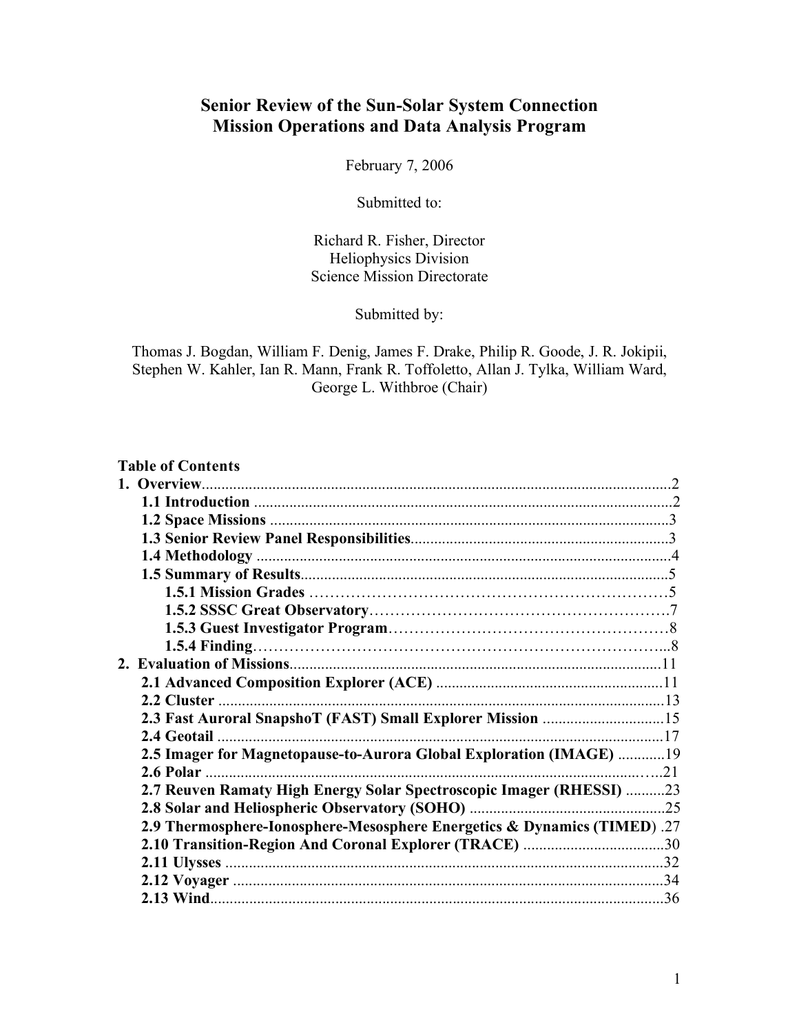# Senior Review of the Sun-Solar System Connection Mission Operations and Data Analysis Program

February 7, 2006

Submitted to:

Richard R. Fisher, Director
Heliophysics Division
Science Mission Directorate

Submitted by:

Thomas J. Bogdan, William F. Denig, James F. Drake, Philip R. Goode, J. R. Jokipii, Stephen W. Kahler, Ian R. Mann, Frank R. Toffoletto, Allan J. Tylka, William Ward, George L. Withbroe (Chair)

**Table of Contents**

**1. Overview**......................................................................................................................2
- **1.1 Introduction** ..........................................................................................................2
- **1.2 Space Missions** .....................................................................................................3
- **1.3 Senior Review Panel Responsibilities**.................................................................3
- **1.4 Methodology** .........................................................................................................4
- **1.5 Summary of Results**.............................................................................................5
  - **1.5.1 Mission Grades** ………………………………………………………………5
  - **1.5.2 SSSC Great Observatory**…………………………………………………….7
  - **1.5.3 Guest Investigator Program**…………………………………………………8
  - **1.5.4 Finding**………………………………………………………………………...8

**2. Evaluation of Missions**.............................................................................................11
- **2.1 Advanced Composition Explorer (ACE)** .........................................................11
- **2.2 Cluster** .................................................................................................................13
- **2.3 Fast Auroral SnapshoT (FAST) Small Explorer Mission** ..............................15
- **2.4 Geotail** ..................................................................................................................17
- **2.5 Imager for Magnetopause-to-Aurora Global Exploration (IMAGE)** ............19
- **2.6 Polar** ..................................................................................................................…21
- **2.7 Reuven Ramaty High Energy Solar Spectroscopic Imager (RHESSI)** ..........23
- **2.8 Solar and Heliospheric Observatory (SOHO)** .................................................25
- **2.9 Thermosphere-Ionosphere-Mesosphere Energetics & Dynamics (TIMED)** .27
- **2.10 Transition-Region And Coronal Explorer (TRACE)** ....................................30
- **2.11 Ulysses** ...............................................................................................................32
- **2.12 Voyager** .............................................................................................................34
- **2.13 Wind**...................................................................................................................36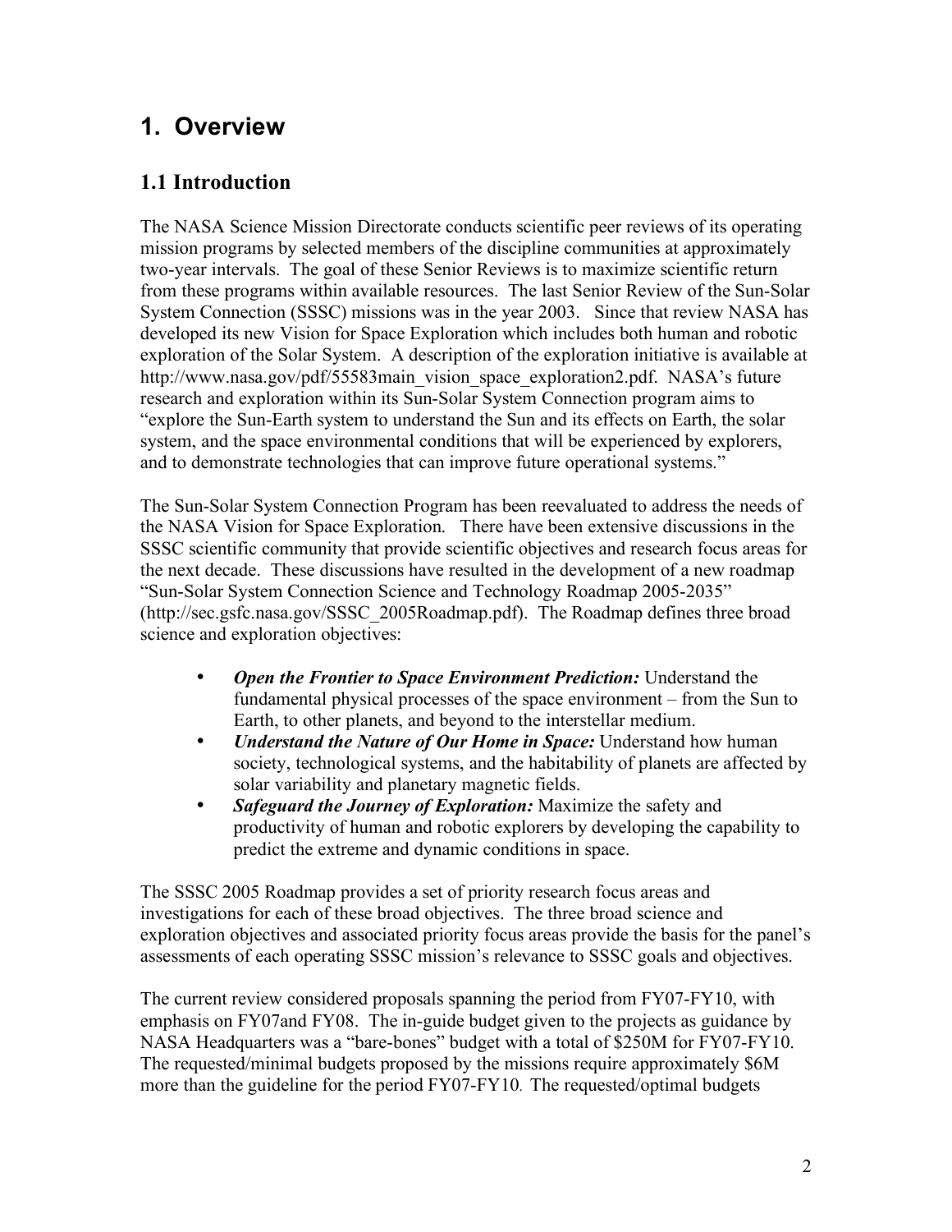# 1. Overview

## 1.1 Introduction

The NASA Science Mission Directorate conducts scientific peer reviews of its operating mission programs by selected members of the discipline communities at approximately two-year intervals. The goal of these Senior Reviews is to maximize scientific return from these programs within available resources. The last Senior Review of the Sun-Solar System Connection (SSSC) missions was in the year 2003. Since that review NASA has developed its new Vision for Space Exploration which includes both human and robotic exploration of the Solar System. A description of the exploration initiative is available at http://www.nasa.gov/pdf/55583main_vision_space_exploration2.pdf. NASA's future research and exploration within its Sun-Solar System Connection program aims to "explore the Sun-Earth system to understand the Sun and its effects on Earth, the solar system, and the space environmental conditions that will be experienced by explorers, and to demonstrate technologies that can improve future operational systems."

The Sun-Solar System Connection Program has been reevaluated to address the needs of the NASA Vision for Space Exploration. There have been extensive discussions in the SSSC scientific community that provide scientific objectives and research focus areas for the next decade. These discussions have resulted in the development of a new roadmap "Sun-Solar System Connection Science and Technology Roadmap 2005-2035" (http://sec.gsfc.nasa.gov/SSSC_2005Roadmap.pdf). The Roadmap defines three broad science and exploration objectives:

- ***Open the Frontier to Space Environment Prediction:*** Understand the fundamental physical processes of the space environment – from the Sun to Earth, to other planets, and beyond to the interstellar medium.
- ***Understand the Nature of Our Home in Space:*** Understand how human society, technological systems, and the habitability of planets are affected by solar variability and planetary magnetic fields.
- ***Safeguard the Journey of Exploration:*** Maximize the safety and productivity of human and robotic explorers by developing the capability to predict the extreme and dynamic conditions in space.

The SSSC 2005 Roadmap provides a set of priority research focus areas and investigations for each of these broad objectives. The three broad science and exploration objectives and associated priority focus areas provide the basis for the panel's assessments of each operating SSSC mission's relevance to SSSC goals and objectives.

The current review considered proposals spanning the period from FY07-FY10, with emphasis on FY07and FY08. The in-guide budget given to the projects as guidance by NASA Headquarters was a "bare-bones" budget with a total of $250M for FY07-FY10. The requested/minimal budgets proposed by the missions require approximately $6M more than the guideline for the period FY07-FY10. The requested/optimal budgets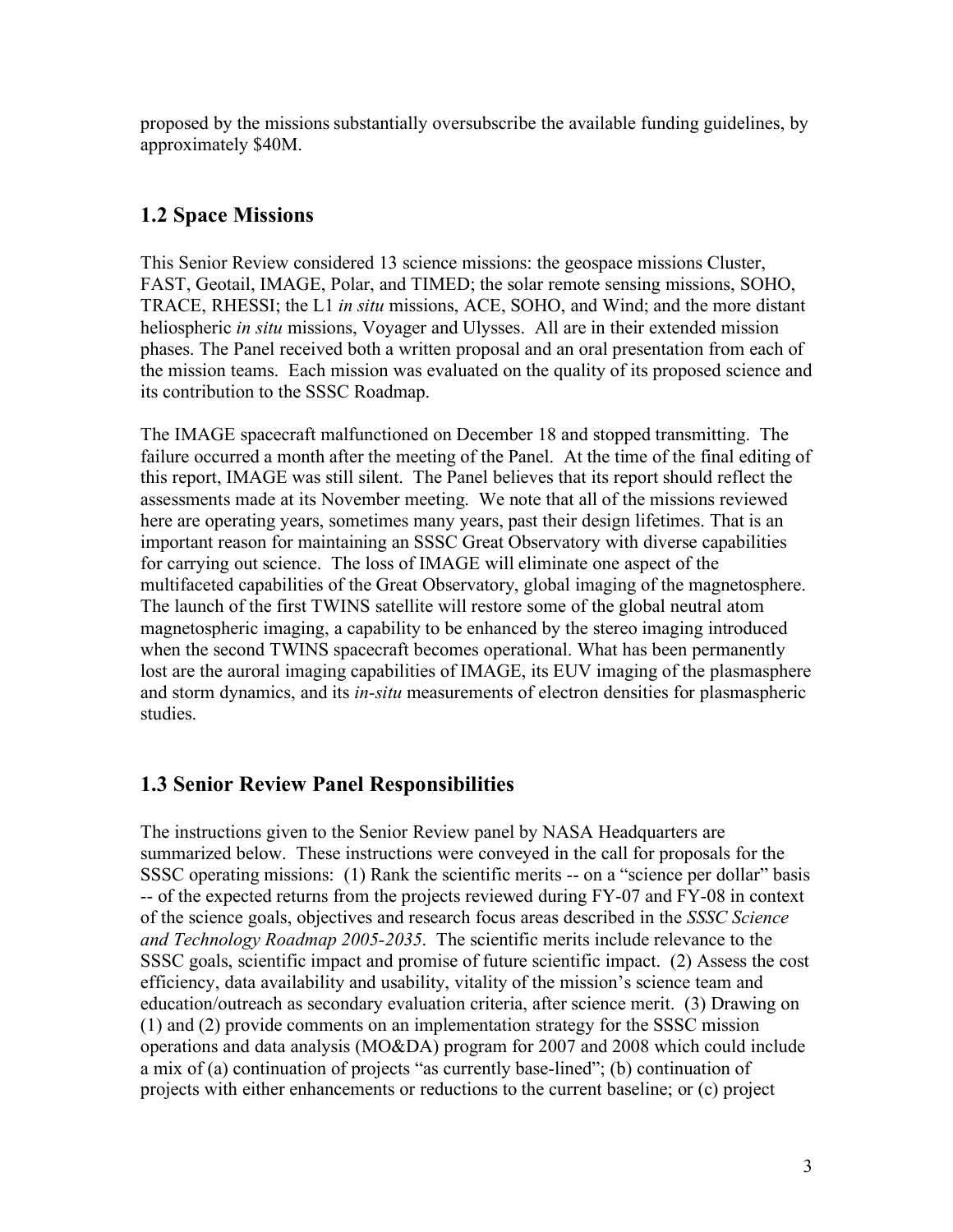proposed by the missions substantially oversubscribe the available funding guidelines, by approximately $40M.

## 1.2 Space Missions

This Senior Review considered 13 science missions: the geospace missions Cluster, FAST, Geotail, IMAGE, Polar, and TIMED; the solar remote sensing missions, SOHO, TRACE, RHESSI; the L1 *in situ* missions, ACE, SOHO, and Wind; and the more distant heliospheric *in situ* missions, Voyager and Ulysses. All are in their extended mission phases. The Panel received both a written proposal and an oral presentation from each of the mission teams. Each mission was evaluated on the quality of its proposed science and its contribution to the SSSC Roadmap.

The IMAGE spacecraft malfunctioned on December 18 and stopped transmitting. The failure occurred a month after the meeting of the Panel. At the time of the final editing of this report, IMAGE was still silent. The Panel believes that its report should reflect the assessments made at its November meeting. We note that all of the missions reviewed here are operating years, sometimes many years, past their design lifetimes. That is an important reason for maintaining an SSSC Great Observatory with diverse capabilities for carrying out science. The loss of IMAGE will eliminate one aspect of the multifaceted capabilities of the Great Observatory, global imaging of the magnetosphere. The launch of the first TWINS satellite will restore some of the global neutral atom magnetospheric imaging, a capability to be enhanced by the stereo imaging introduced when the second TWINS spacecraft becomes operational. What has been permanently lost are the auroral imaging capabilities of IMAGE, its EUV imaging of the plasmasphere and storm dynamics, and its *in-situ* measurements of electron densities for plasmaspheric studies.

## 1.3 Senior Review Panel Responsibilities

The instructions given to the Senior Review panel by NASA Headquarters are summarized below. These instructions were conveyed in the call for proposals for the SSSC operating missions: (1) Rank the scientific merits -- on a "science per dollar" basis -- of the expected returns from the projects reviewed during FY-07 and FY-08 in context of the science goals, objectives and research focus areas described in the *SSSC Science and Technology Roadmap 2005-2035*. The scientific merits include relevance to the SSSC goals, scientific impact and promise of future scientific impact. (2) Assess the cost efficiency, data availability and usability, vitality of the mission's science team and education/outreach as secondary evaluation criteria, after science merit. (3) Drawing on (1) and (2) provide comments on an implementation strategy for the SSSC mission operations and data analysis (MO&DA) program for 2007 and 2008 which could include a mix of (a) continuation of projects "as currently base-lined"; (b) continuation of projects with either enhancements or reductions to the current baseline; or (c) project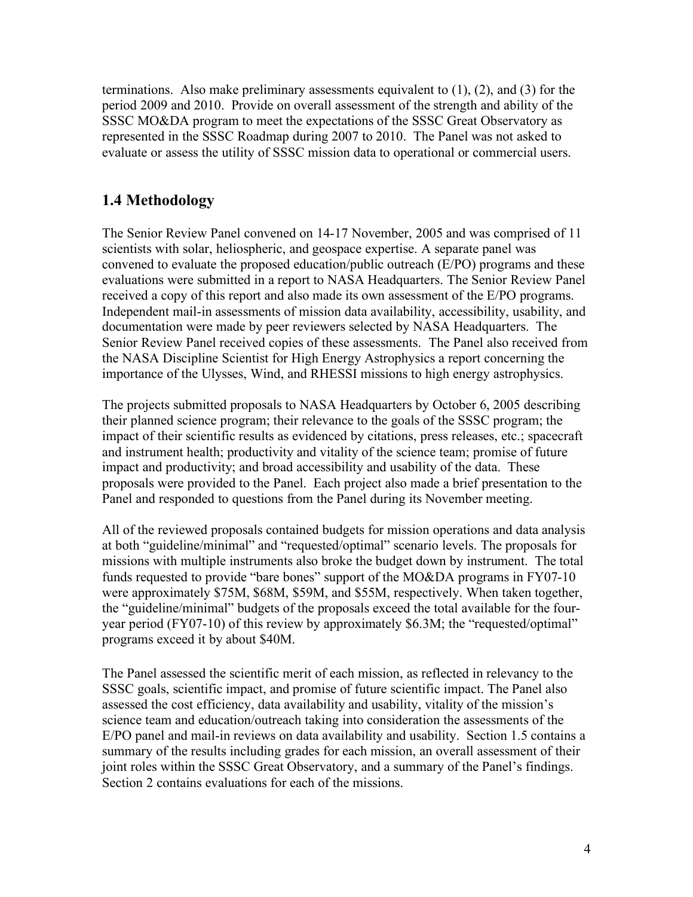terminations. Also make preliminary assessments equivalent to (1), (2), and (3) for the period 2009 and 2010. Provide on overall assessment of the strength and ability of the SSSC MO&DA program to meet the expectations of the SSSC Great Observatory as represented in the SSSC Roadmap during 2007 to 2010. The Panel was not asked to evaluate or assess the utility of SSSC mission data to operational or commercial users.

## 1.4 Methodology

The Senior Review Panel convened on 14-17 November, 2005 and was comprised of 11 scientists with solar, heliospheric, and geospace expertise. A separate panel was convened to evaluate the proposed education/public outreach (E/PO) programs and these evaluations were submitted in a report to NASA Headquarters. The Senior Review Panel received a copy of this report and also made its own assessment of the E/PO programs. Independent mail-in assessments of mission data availability, accessibility, usability, and documentation were made by peer reviewers selected by NASA Headquarters. The Senior Review Panel received copies of these assessments. The Panel also received from the NASA Discipline Scientist for High Energy Astrophysics a report concerning the importance of the Ulysses, Wind, and RHESSI missions to high energy astrophysics.

The projects submitted proposals to NASA Headquarters by October 6, 2005 describing their planned science program; their relevance to the goals of the SSSC program; the impact of their scientific results as evidenced by citations, press releases, etc.; spacecraft and instrument health; productivity and vitality of the science team; promise of future impact and productivity; and broad accessibility and usability of the data. These proposals were provided to the Panel. Each project also made a brief presentation to the Panel and responded to questions from the Panel during its November meeting.

All of the reviewed proposals contained budgets for mission operations and data analysis at both "guideline/minimal" and "requested/optimal" scenario levels. The proposals for missions with multiple instruments also broke the budget down by instrument. The total funds requested to provide "bare bones" support of the MO&DA programs in FY07-10 were approximately \$75M, \$68M, \$59M, and \$55M, respectively. When taken together, the "guideline/minimal" budgets of the proposals exceed the total available for the four-year period (FY07-10) of this review by approximately \$6.3M; the "requested/optimal" programs exceed it by about \$40M.

The Panel assessed the scientific merit of each mission, as reflected in relevancy to the SSSC goals, scientific impact, and promise of future scientific impact. The Panel also assessed the cost efficiency, data availability and usability, vitality of the mission's science team and education/outreach taking into consideration the assessments of the E/PO panel and mail-in reviews on data availability and usability. Section 1.5 contains a summary of the results including grades for each mission, an overall assessment of their joint roles within the SSSC Great Observatory, and a summary of the Panel's findings. Section 2 contains evaluations for each of the missions.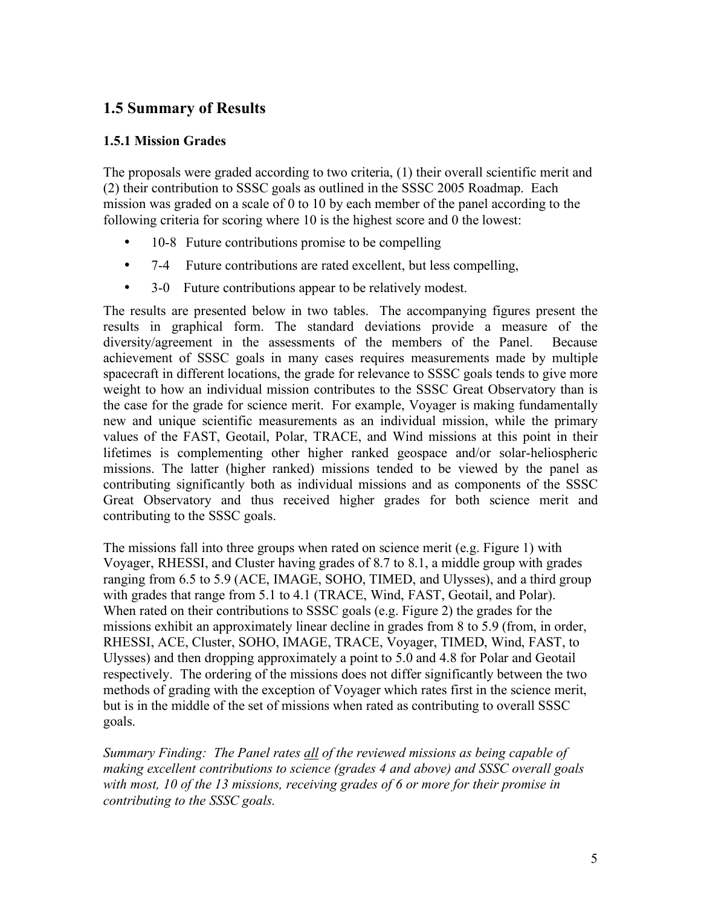## 1.5 Summary of Results

### 1.5.1 Mission Grades

The proposals were graded according to two criteria, (1) their overall scientific merit and (2) their contribution to SSSC goals as outlined in the SSSC 2005 Roadmap. Each mission was graded on a scale of 0 to 10 by each member of the panel according to the following criteria for scoring where 10 is the highest score and 0 the lowest:

- 10-8 Future contributions promise to be compelling
- 7-4 Future contributions are rated excellent, but less compelling,
- 3-0 Future contributions appear to be relatively modest.

The results are presented below in two tables. The accompanying figures present the results in graphical form. The standard deviations provide a measure of the diversity/agreement in the assessments of the members of the Panel. Because achievement of SSSC goals in many cases requires measurements made by multiple spacecraft in different locations, the grade for relevance to SSSC goals tends to give more weight to how an individual mission contributes to the SSSC Great Observatory than is the case for the grade for science merit. For example, Voyager is making fundamentally new and unique scientific measurements as an individual mission, while the primary values of the FAST, Geotail, Polar, TRACE, and Wind missions at this point in their lifetimes is complementing other higher ranked geospace and/or solar-heliospheric missions. The latter (higher ranked) missions tended to be viewed by the panel as contributing significantly both as individual missions and as components of the SSSC Great Observatory and thus received higher grades for both science merit and contributing to the SSSC goals.

The missions fall into three groups when rated on science merit (e.g. Figure 1) with Voyager, RHESSI, and Cluster having grades of 8.7 to 8.1, a middle group with grades ranging from 6.5 to 5.9 (ACE, IMAGE, SOHO, TIMED, and Ulysses), and a third group with grades that range from 5.1 to 4.1 (TRACE, Wind, FAST, Geotail, and Polar). When rated on their contributions to SSSC goals (e.g. Figure 2) the grades for the missions exhibit an approximately linear decline in grades from 8 to 5.9 (from, in order, RHESSI, ACE, Cluster, SOHO, IMAGE, TRACE, Voyager, TIMED, Wind, FAST, to Ulysses) and then dropping approximately a point to 5.0 and 4.8 for Polar and Geotail respectively. The ordering of the missions does not differ significantly between the two methods of grading with the exception of Voyager which rates first in the science merit, but is in the middle of the set of missions when rated as contributing to overall SSSC goals.

*Summary Finding: The Panel rates all of the reviewed missions as being capable of making excellent contributions to science (grades 4 and above) and SSSC overall goals with most, 10 of the 13 missions, receiving grades of 6 or more for their promise in contributing to the SSSC goals.*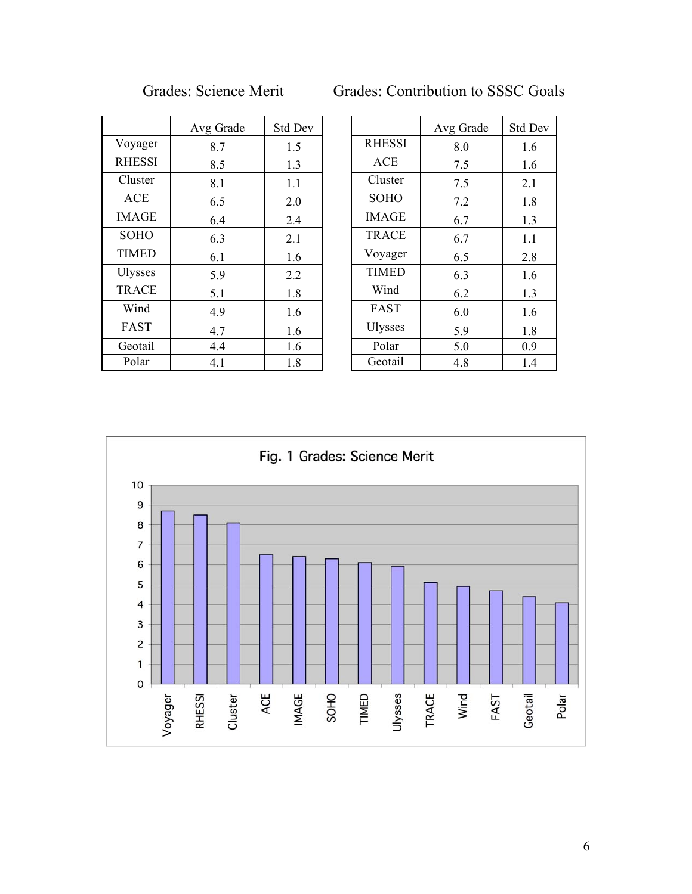Grades: Science Merit

| | Avg Grade | Std Dev |
|---|---|---|
| Voyager | 8.7 | 1.5 |
| RHESSI | 8.5 | 1.3 |
| Cluster | 8.1 | 1.1 |
| ACE | 6.5 | 2.0 |
| IMAGE | 6.4 | 2.4 |
| SOHO | 6.3 | 2.1 |
| TIMED | 6.1 | 1.6 |
| Ulysses | 5.9 | 2.2 |
| TRACE | 5.1 | 1.8 |
| Wind | 4.9 | 1.6 |
| FAST | 4.7 | 1.6 |
| Geotail | 4.4 | 1.6 |
| Polar | 4.1 | 1.8 |

Grades: Contribution to SSSC Goals

| | Avg Grade | Std Dev |
|---|---|---|
| RHESSI | 8.0 | 1.6 |
| ACE | 7.5 | 1.6 |
| Cluster | 7.5 | 2.1 |
| SOHO | 7.2 | 1.8 |
| IMAGE | 6.7 | 1.3 |
| TRACE | 6.7 | 1.1 |
| Voyager | 6.5 | 2.8 |
| TIMED | 6.3 | 1.6 |
| Wind | 6.2 | 1.3 |
| FAST | 6.0 | 1.6 |
| Ulysses | 5.9 | 1.8 |
| Polar | 5.0 | 0.9 |
| Geotail | 4.8 | 1.4 |

Fig. 1 Grades: Science Merit

10
9
8
7
6
5
4
3
2
1
0

Voyager
RHESSI
Cluster
ACE
IMAGE
SOHO
TIMED
Ulysses
TRACE
Wind
FAST
Geotail
Polar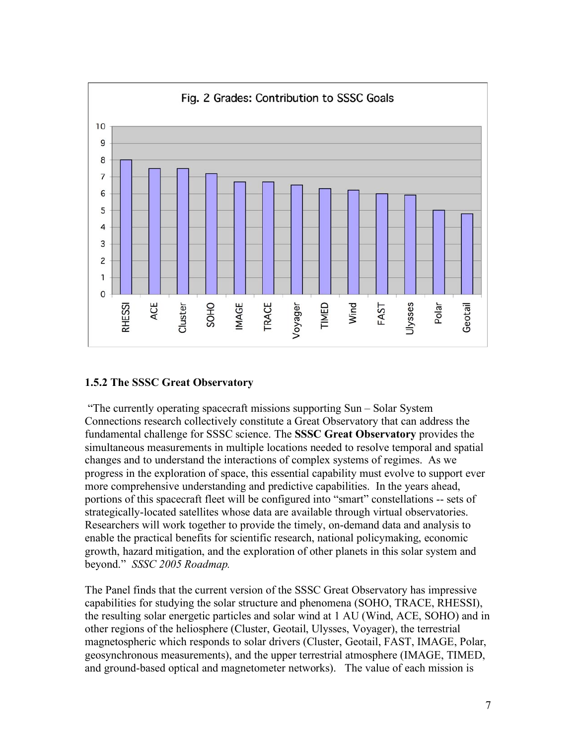Fig. 2 Grades: Contribution to SSSC Goals

10
9
8
7
6
5
4
3
2
1
0

RHESSI
ACE
Cluster
SOHO
IMAGE
TRACE
Voyager
TIMED
Wind
FAST
Ulysses
Polar
Geotail

### 1.5.2 The SSSC Great Observatory

"The currently operating spacecraft missions supporting Sun – Solar System Connections research collectively constitute a Great Observatory that can address the fundamental challenge for SSSC science. The **SSSC Great Observatory** provides the simultaneous measurements in multiple locations needed to resolve temporal and spatial changes and to understand the interactions of complex systems of regimes. As we progress in the exploration of space, this essential capability must evolve to support ever more comprehensive understanding and predictive capabilities. In the years ahead, portions of this spacecraft fleet will be configured into "smart" constellations -- sets of strategically-located satellites whose data are available through virtual observatories. Researchers will work together to provide the timely, on-demand data and analysis to enable the practical benefits for scientific research, national policymaking, economic growth, hazard mitigation, and the exploration of other planets in this solar system and beyond." *SSSC 2005 Roadmap.*

The Panel finds that the current version of the SSSC Great Observatory has impressive capabilities for studying the solar structure and phenomena (SOHO, TRACE, RHESSI), the resulting solar energetic particles and solar wind at 1 AU (Wind, ACE, SOHO) and in other regions of the heliosphere (Cluster, Geotail, Ulysses, Voyager), the terrestrial magnetospheric which responds to solar drivers (Cluster, Geotail, FAST, IMAGE, Polar, geosynchronous measurements), and the upper terrestrial atmosphere (IMAGE, TIMED, and ground-based optical and magnetometer networks). The value of each mission is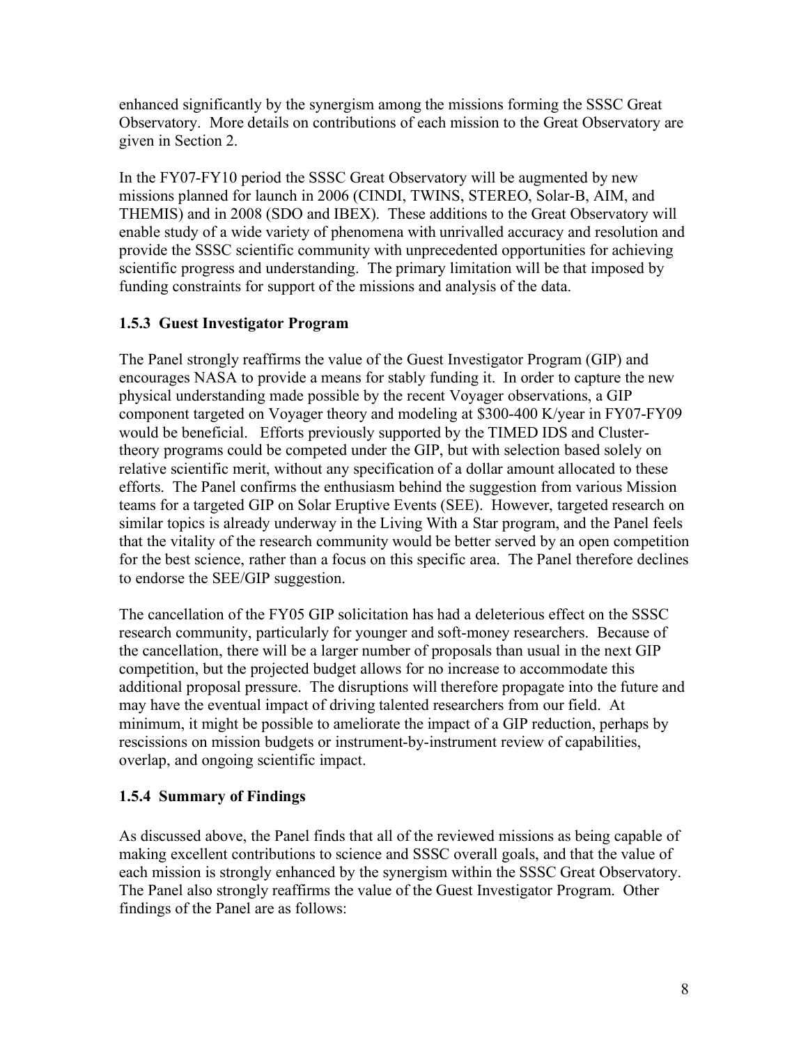enhanced significantly by the synergism among the missions forming the SSSC Great Observatory. More details on contributions of each mission to the Great Observatory are given in Section 2.

In the FY07-FY10 period the SSSC Great Observatory will be augmented by new missions planned for launch in 2006 (CINDI, TWINS, STEREO, Solar-B, AIM, and THEMIS) and in 2008 (SDO and IBEX). These additions to the Great Observatory will enable study of a wide variety of phenomena with unrivalled accuracy and resolution and provide the SSSC scientific community with unprecedented opportunities for achieving scientific progress and understanding. The primary limitation will be that imposed by funding constraints for support of the missions and analysis of the data.

### 1.5.3 Guest Investigator Program

The Panel strongly reaffirms the value of the Guest Investigator Program (GIP) and encourages NASA to provide a means for stably funding it. In order to capture the new physical understanding made possible by the recent Voyager observations, a GIP component targeted on Voyager theory and modeling at $300-400 K/year in FY07-FY09 would be beneficial. Efforts previously supported by the TIMED IDS and Cluster-theory programs could be competed under the GIP, but with selection based solely on relative scientific merit, without any specification of a dollar amount allocated to these efforts. The Panel confirms the enthusiasm behind the suggestion from various Mission teams for a targeted GIP on Solar Eruptive Events (SEE). However, targeted research on similar topics is already underway in the Living With a Star program, and the Panel feels that the vitality of the research community would be better served by an open competition for the best science, rather than a focus on this specific area. The Panel therefore declines to endorse the SEE/GIP suggestion.

The cancellation of the FY05 GIP solicitation has had a deleterious effect on the SSSC research community, particularly for younger and soft-money researchers. Because of the cancellation, there will be a larger number of proposals than usual in the next GIP competition, but the projected budget allows for no increase to accommodate this additional proposal pressure. The disruptions will therefore propagate into the future and may have the eventual impact of driving talented researchers from our field. At minimum, it might be possible to ameliorate the impact of a GIP reduction, perhaps by rescissions on mission budgets or instrument-by-instrument review of capabilities, overlap, and ongoing scientific impact.

### 1.5.4 Summary of Findings

As discussed above, the Panel finds that all of the reviewed missions as being capable of making excellent contributions to science and SSSC overall goals, and that the value of each mission is strongly enhanced by the synergism within the SSSC Great Observatory. The Panel also strongly reaffirms the value of the Guest Investigator Program. Other findings of the Panel are as follows: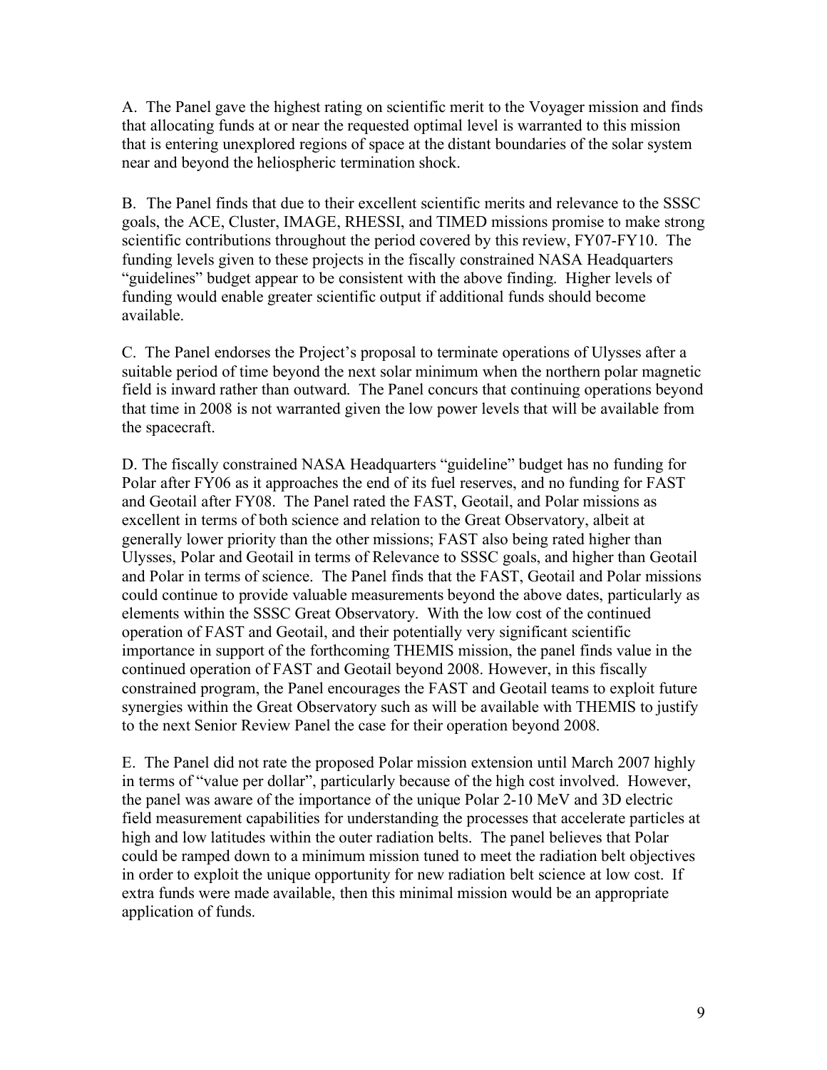A. The Panel gave the highest rating on scientific merit to the Voyager mission and finds that allocating funds at or near the requested optimal level is warranted to this mission that is entering unexplored regions of space at the distant boundaries of the solar system near and beyond the heliospheric termination shock.

B. The Panel finds that due to their excellent scientific merits and relevance to the SSSC goals, the ACE, Cluster, IMAGE, RHESSI, and TIMED missions promise to make strong scientific contributions throughout the period covered by this review, FY07-FY10. The funding levels given to these projects in the fiscally constrained NASA Headquarters "guidelines" budget appear to be consistent with the above finding. Higher levels of funding would enable greater scientific output if additional funds should become available.

C. The Panel endorses the Project's proposal to terminate operations of Ulysses after a suitable period of time beyond the next solar minimum when the northern polar magnetic field is inward rather than outward. The Panel concurs that continuing operations beyond that time in 2008 is not warranted given the low power levels that will be available from the spacecraft.

D. The fiscally constrained NASA Headquarters "guideline" budget has no funding for Polar after FY06 as it approaches the end of its fuel reserves, and no funding for FAST and Geotail after FY08. The Panel rated the FAST, Geotail, and Polar missions as excellent in terms of both science and relation to the Great Observatory, albeit at generally lower priority than the other missions; FAST also being rated higher than Ulysses, Polar and Geotail in terms of Relevance to SSSC goals, and higher than Geotail and Polar in terms of science. The Panel finds that the FAST, Geotail and Polar missions could continue to provide valuable measurements beyond the above dates, particularly as elements within the SSSC Great Observatory. With the low cost of the continued operation of FAST and Geotail, and their potentially very significant scientific importance in support of the forthcoming THEMIS mission, the panel finds value in the continued operation of FAST and Geotail beyond 2008. However, in this fiscally constrained program, the Panel encourages the FAST and Geotail teams to exploit future synergies within the Great Observatory such as will be available with THEMIS to justify to the next Senior Review Panel the case for their operation beyond 2008.

E. The Panel did not rate the proposed Polar mission extension until March 2007 highly in terms of "value per dollar", particularly because of the high cost involved. However, the panel was aware of the importance of the unique Polar 2-10 MeV and 3D electric field measurement capabilities for understanding the processes that accelerate particles at high and low latitudes within the outer radiation belts. The panel believes that Polar could be ramped down to a minimum mission tuned to meet the radiation belt objectives in order to exploit the unique opportunity for new radiation belt science at low cost. If extra funds were made available, then this minimal mission would be an appropriate application of funds.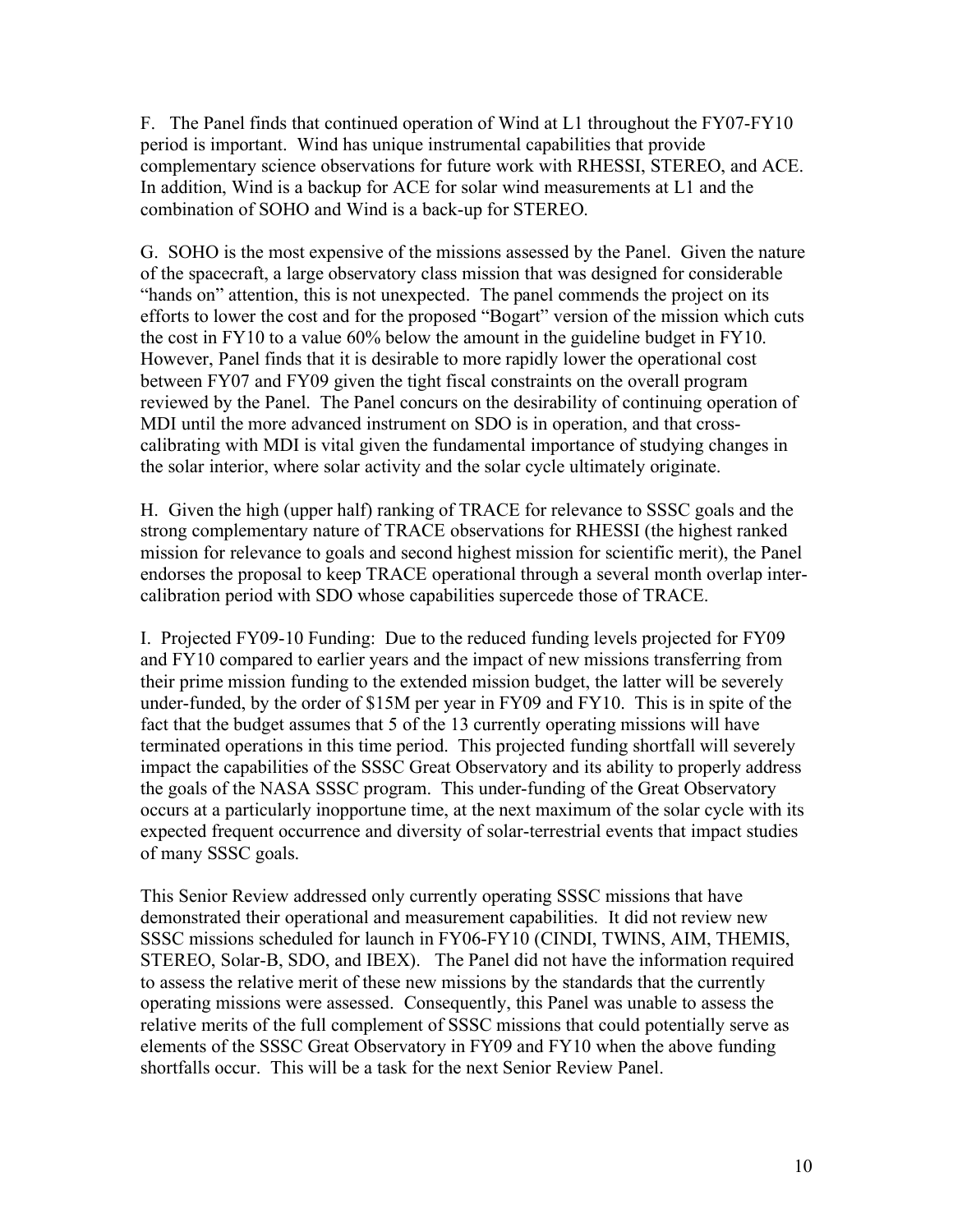F. The Panel finds that continued operation of Wind at L1 throughout the FY07-FY10 period is important. Wind has unique instrumental capabilities that provide complementary science observations for future work with RHESSI, STEREO, and ACE. In addition, Wind is a backup for ACE for solar wind measurements at L1 and the combination of SOHO and Wind is a back-up for STEREO.

G. SOHO is the most expensive of the missions assessed by the Panel. Given the nature of the spacecraft, a large observatory class mission that was designed for considerable "hands on" attention, this is not unexpected. The panel commends the project on its efforts to lower the cost and for the proposed "Bogart" version of the mission which cuts the cost in FY10 to a value 60% below the amount in the guideline budget in FY10. However, Panel finds that it is desirable to more rapidly lower the operational cost between FY07 and FY09 given the tight fiscal constraints on the overall program reviewed by the Panel. The Panel concurs on the desirability of continuing operation of MDI until the more advanced instrument on SDO is in operation, and that cross-calibrating with MDI is vital given the fundamental importance of studying changes in the solar interior, where solar activity and the solar cycle ultimately originate.

H. Given the high (upper half) ranking of TRACE for relevance to SSSC goals and the strong complementary nature of TRACE observations for RHESSI (the highest ranked mission for relevance to goals and second highest mission for scientific merit), the Panel endorses the proposal to keep TRACE operational through a several month overlap inter-calibration period with SDO whose capabilities supercede those of TRACE.

I. Projected FY09-10 Funding: Due to the reduced funding levels projected for FY09 and FY10 compared to earlier years and the impact of new missions transferring from their prime mission funding to the extended mission budget, the latter will be severely under-funded, by the order of $15M per year in FY09 and FY10. This is in spite of the fact that the budget assumes that 5 of the 13 currently operating missions will have terminated operations in this time period. This projected funding shortfall will severely impact the capabilities of the SSSC Great Observatory and its ability to properly address the goals of the NASA SSSC program. This under-funding of the Great Observatory occurs at a particularly inopportune time, at the next maximum of the solar cycle with its expected frequent occurrence and diversity of solar-terrestrial events that impact studies of many SSSC goals.

This Senior Review addressed only currently operating SSSC missions that have demonstrated their operational and measurement capabilities. It did not review new SSSC missions scheduled for launch in FY06-FY10 (CINDI, TWINS, AIM, THEMIS, STEREO, Solar-B, SDO, and IBEX). The Panel did not have the information required to assess the relative merit of these new missions by the standards that the currently operating missions were assessed. Consequently, this Panel was unable to assess the relative merits of the full complement of SSSC missions that could potentially serve as elements of the SSSC Great Observatory in FY09 and FY10 when the above funding shortfalls occur. This will be a task for the next Senior Review Panel.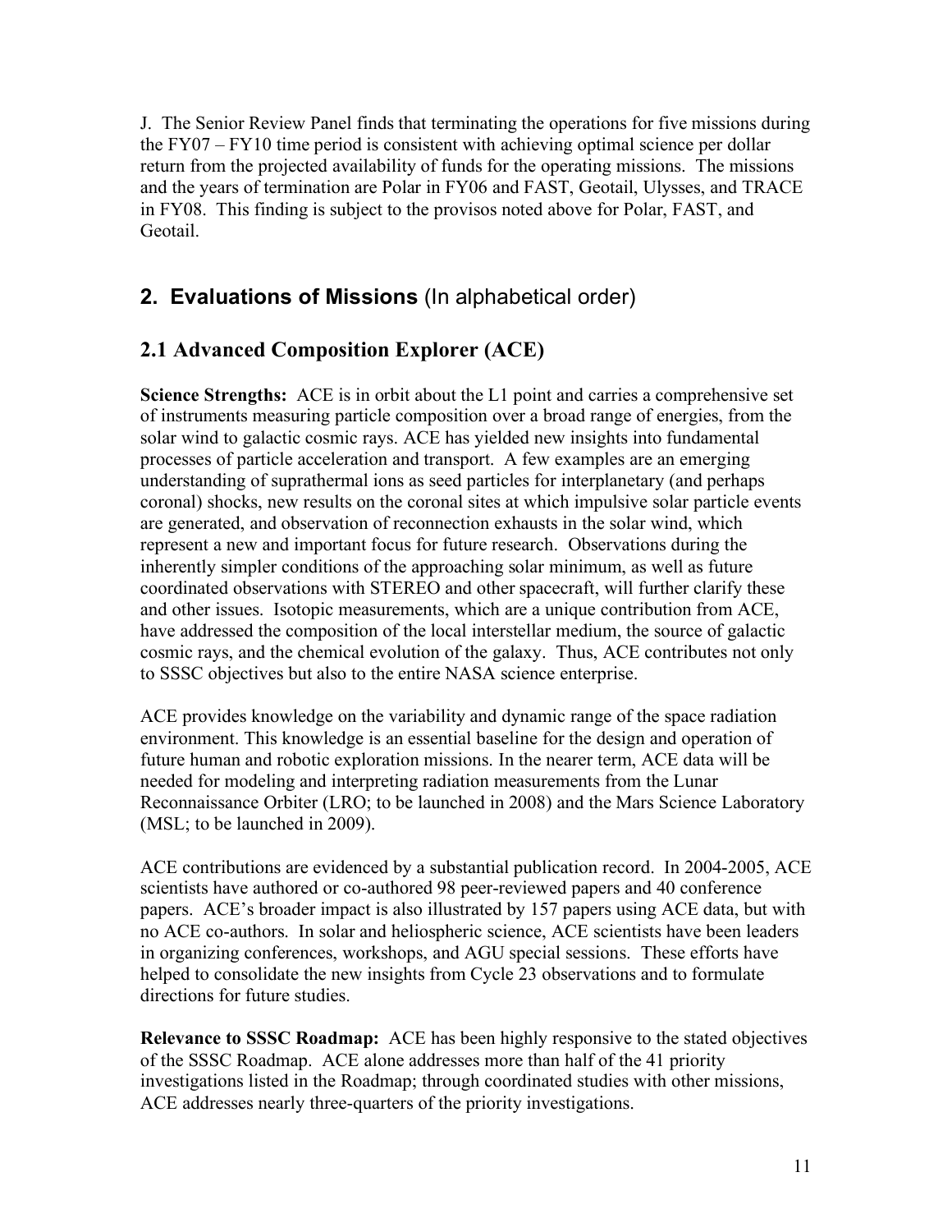J. The Senior Review Panel finds that terminating the operations for five missions during the FY07 – FY10 time period is consistent with achieving optimal science per dollar return from the projected availability of funds for the operating missions. The missions and the years of termination are Polar in FY06 and FAST, Geotail, Ulysses, and TRACE in FY08. This finding is subject to the provisos noted above for Polar, FAST, and Geotail.

## 2. Evaluations of Missions (In alphabetical order)

### 2.1 Advanced Composition Explorer (ACE)

**Science Strengths:** ACE is in orbit about the L1 point and carries a comprehensive set of instruments measuring particle composition over a broad range of energies, from the solar wind to galactic cosmic rays. ACE has yielded new insights into fundamental processes of particle acceleration and transport. A few examples are an emerging understanding of suprathermal ions as seed particles for interplanetary (and perhaps coronal) shocks, new results on the coronal sites at which impulsive solar particle events are generated, and observation of reconnection exhausts in the solar wind, which represent a new and important focus for future research. Observations during the inherently simpler conditions of the approaching solar minimum, as well as future coordinated observations with STEREO and other spacecraft, will further clarify these and other issues. Isotopic measurements, which are a unique contribution from ACE, have addressed the composition of the local interstellar medium, the source of galactic cosmic rays, and the chemical evolution of the galaxy. Thus, ACE contributes not only to SSSC objectives but also to the entire NASA science enterprise.

ACE provides knowledge on the variability and dynamic range of the space radiation environment. This knowledge is an essential baseline for the design and operation of future human and robotic exploration missions. In the nearer term, ACE data will be needed for modeling and interpreting radiation measurements from the Lunar Reconnaissance Orbiter (LRO; to be launched in 2008) and the Mars Science Laboratory (MSL; to be launched in 2009).

ACE contributions are evidenced by a substantial publication record. In 2004-2005, ACE scientists have authored or co-authored 98 peer-reviewed papers and 40 conference papers. ACE's broader impact is also illustrated by 157 papers using ACE data, but with no ACE co-authors. In solar and heliospheric science, ACE scientists have been leaders in organizing conferences, workshops, and AGU special sessions. These efforts have helped to consolidate the new insights from Cycle 23 observations and to formulate directions for future studies.

**Relevance to SSSC Roadmap:** ACE has been highly responsive to the stated objectives of the SSSC Roadmap. ACE alone addresses more than half of the 41 priority investigations listed in the Roadmap; through coordinated studies with other missions, ACE addresses nearly three-quarters of the priority investigations.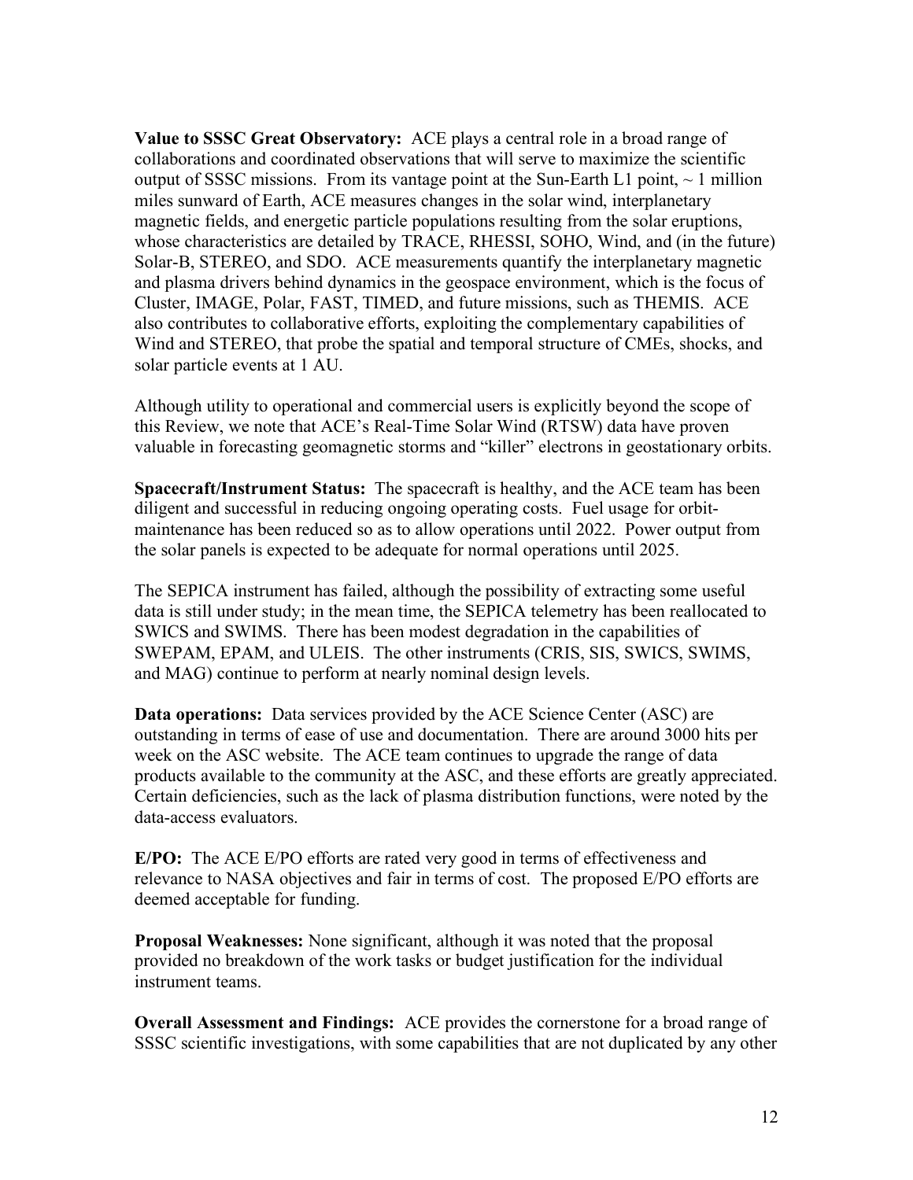**Value to SSSC Great Observatory:** ACE plays a central role in a broad range of collaborations and coordinated observations that will serve to maximize the scientific output of SSSC missions. From its vantage point at the Sun-Earth L1 point, ~ 1 million miles sunward of Earth, ACE measures changes in the solar wind, interplanetary magnetic fields, and energetic particle populations resulting from the solar eruptions, whose characteristics are detailed by TRACE, RHESSI, SOHO, Wind, and (in the future) Solar-B, STEREO, and SDO. ACE measurements quantify the interplanetary magnetic and plasma drivers behind dynamics in the geospace environment, which is the focus of Cluster, IMAGE, Polar, FAST, TIMED, and future missions, such as THEMIS. ACE also contributes to collaborative efforts, exploiting the complementary capabilities of Wind and STEREO, that probe the spatial and temporal structure of CMEs, shocks, and solar particle events at 1 AU.

Although utility to operational and commercial users is explicitly beyond the scope of this Review, we note that ACE's Real-Time Solar Wind (RTSW) data have proven valuable in forecasting geomagnetic storms and "killer" electrons in geostationary orbits.

**Spacecraft/Instrument Status:** The spacecraft is healthy, and the ACE team has been diligent and successful in reducing ongoing operating costs. Fuel usage for orbit-maintenance has been reduced so as to allow operations until 2022. Power output from the solar panels is expected to be adequate for normal operations until 2025.

The SEPICA instrument has failed, although the possibility of extracting some useful data is still under study; in the mean time, the SEPICA telemetry has been reallocated to SWICS and SWIMS. There has been modest degradation in the capabilities of SWEPAM, EPAM, and ULEIS. The other instruments (CRIS, SIS, SWICS, SWIMS, and MAG) continue to perform at nearly nominal design levels.

**Data operations:** Data services provided by the ACE Science Center (ASC) are outstanding in terms of ease of use and documentation. There are around 3000 hits per week on the ASC website. The ACE team continues to upgrade the range of data products available to the community at the ASC, and these efforts are greatly appreciated. Certain deficiencies, such as the lack of plasma distribution functions, were noted by the data-access evaluators.

**E/PO:** The ACE E/PO efforts are rated very good in terms of effectiveness and relevance to NASA objectives and fair in terms of cost. The proposed E/PO efforts are deemed acceptable for funding.

**Proposal Weaknesses:** None significant, although it was noted that the proposal provided no breakdown of the work tasks or budget justification for the individual instrument teams.

**Overall Assessment and Findings:** ACE provides the cornerstone for a broad range of SSSC scientific investigations, with some capabilities that are not duplicated by any other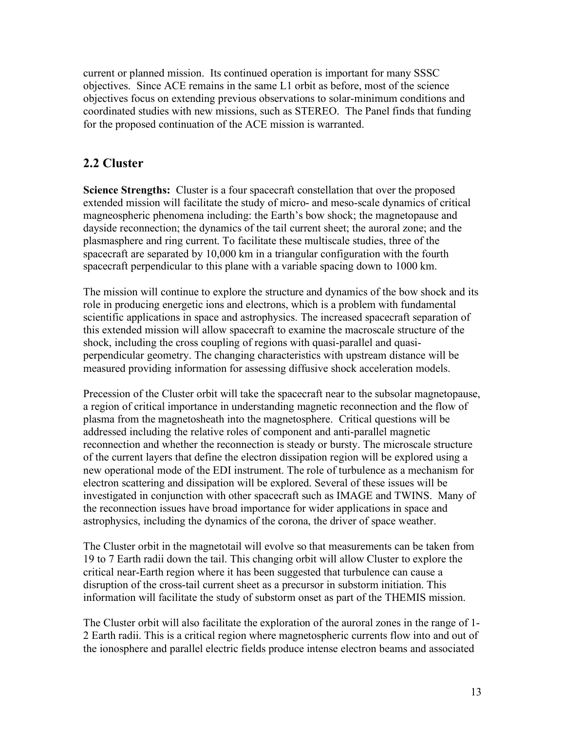current or planned mission. Its continued operation is important for many SSSC objectives. Since ACE remains in the same L1 orbit as before, most of the science objectives focus on extending previous observations to solar-minimum conditions and coordinated studies with new missions, such as STEREO. The Panel finds that funding for the proposed continuation of the ACE mission is warranted.

## 2.2 Cluster

**Science Strengths:** Cluster is a four spacecraft constellation that over the proposed extended mission will facilitate the study of micro- and meso-scale dynamics of critical magneospheric phenomena including: the Earth's bow shock; the magnetopause and dayside reconnection; the dynamics of the tail current sheet; the auroral zone; and the plasmasphere and ring current. To facilitate these multiscale studies, three of the spacecraft are separated by 10,000 km in a triangular configuration with the fourth spacecraft perpendicular to this plane with a variable spacing down to 1000 km.

The mission will continue to explore the structure and dynamics of the bow shock and its role in producing energetic ions and electrons, which is a problem with fundamental scientific applications in space and astrophysics. The increased spacecraft separation of this extended mission will allow spacecraft to examine the macroscale structure of the shock, including the cross coupling of regions with quasi-parallel and quasi-perpendicular geometry. The changing characteristics with upstream distance will be measured providing information for assessing diffusive shock acceleration models.

Precession of the Cluster orbit will take the spacecraft near to the subsolar magnetopause, a region of critical importance in understanding magnetic reconnection and the flow of plasma from the magnetosheath into the magnetosphere. Critical questions will be addressed including the relative roles of component and anti-parallel magnetic reconnection and whether the reconnection is steady or bursty. The microscale structure of the current layers that define the electron dissipation region will be explored using a new operational mode of the EDI instrument. The role of turbulence as a mechanism for electron scattering and dissipation will be explored. Several of these issues will be investigated in conjunction with other spacecraft such as IMAGE and TWINS. Many of the reconnection issues have broad importance for wider applications in space and astrophysics, including the dynamics of the corona, the driver of space weather.

The Cluster orbit in the magnetotail will evolve so that measurements can be taken from 19 to 7 Earth radii down the tail. This changing orbit will allow Cluster to explore the critical near-Earth region where it has been suggested that turbulence can cause a disruption of the cross-tail current sheet as a precursor in substorm initiation. This information will facilitate the study of substorm onset as part of the THEMIS mission.

The Cluster orbit will also facilitate the exploration of the auroral zones in the range of 1-2 Earth radii. This is a critical region where magnetospheric currents flow into and out of the ionosphere and parallel electric fields produce intense electron beams and associated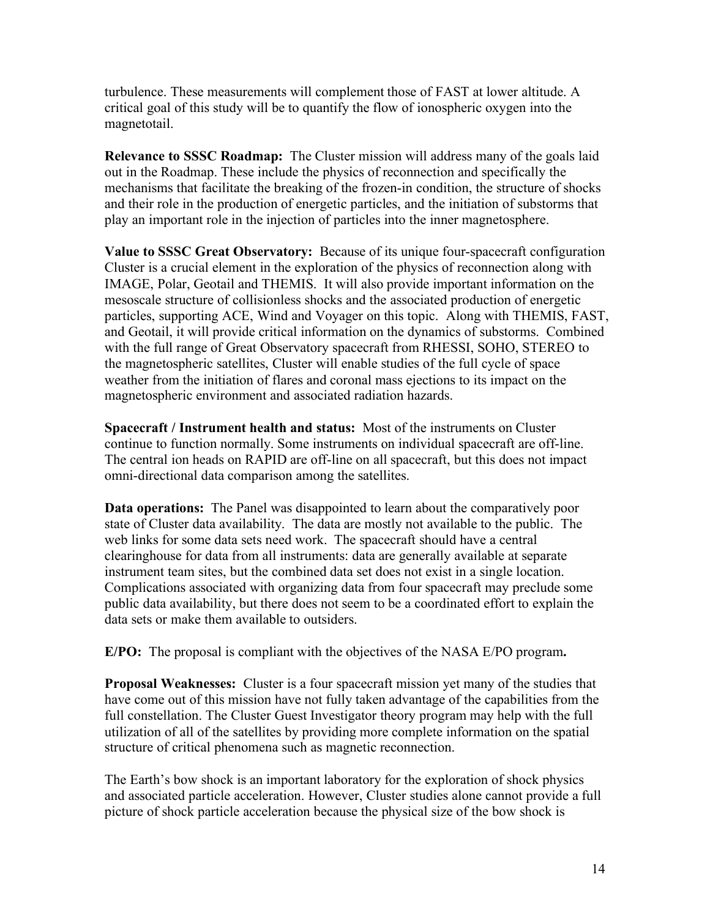turbulence. These measurements will complement those of FAST at lower altitude. A critical goal of this study will be to quantify the flow of ionospheric oxygen into the magnetotail.

**Relevance to SSSC Roadmap:** The Cluster mission will address many of the goals laid out in the Roadmap. These include the physics of reconnection and specifically the mechanisms that facilitate the breaking of the frozen-in condition, the structure of shocks and their role in the production of energetic particles, and the initiation of substorms that play an important role in the injection of particles into the inner magnetosphere.

**Value to SSSC Great Observatory:** Because of its unique four-spacecraft configuration Cluster is a crucial element in the exploration of the physics of reconnection along with IMAGE, Polar, Geotail and THEMIS. It will also provide important information on the mesoscale structure of collisionless shocks and the associated production of energetic particles, supporting ACE, Wind and Voyager on this topic. Along with THEMIS, FAST, and Geotail, it will provide critical information on the dynamics of substorms. Combined with the full range of Great Observatory spacecraft from RHESSI, SOHO, STEREO to the magnetospheric satellites, Cluster will enable studies of the full cycle of space weather from the initiation of flares and coronal mass ejections to its impact on the magnetospheric environment and associated radiation hazards.

**Spacecraft / Instrument health and status:** Most of the instruments on Cluster continue to function normally. Some instruments on individual spacecraft are off-line. The central ion heads on RAPID are off-line on all spacecraft, but this does not impact omni-directional data comparison among the satellites.

**Data operations:** The Panel was disappointed to learn about the comparatively poor state of Cluster data availability. The data are mostly not available to the public. The web links for some data sets need work. The spacecraft should have a central clearinghouse for data from all instruments: data are generally available at separate instrument team sites, but the combined data set does not exist in a single location. Complications associated with organizing data from four spacecraft may preclude some public data availability, but there does not seem to be a coordinated effort to explain the data sets or make them available to outsiders.

**E/PO:** The proposal is compliant with the objectives of the NASA E/PO program**.**

**Proposal Weaknesses:** Cluster is a four spacecraft mission yet many of the studies that have come out of this mission have not fully taken advantage of the capabilities from the full constellation. The Cluster Guest Investigator theory program may help with the full utilization of all of the satellites by providing more complete information on the spatial structure of critical phenomena such as magnetic reconnection.

The Earth's bow shock is an important laboratory for the exploration of shock physics and associated particle acceleration. However, Cluster studies alone cannot provide a full picture of shock particle acceleration because the physical size of the bow shock is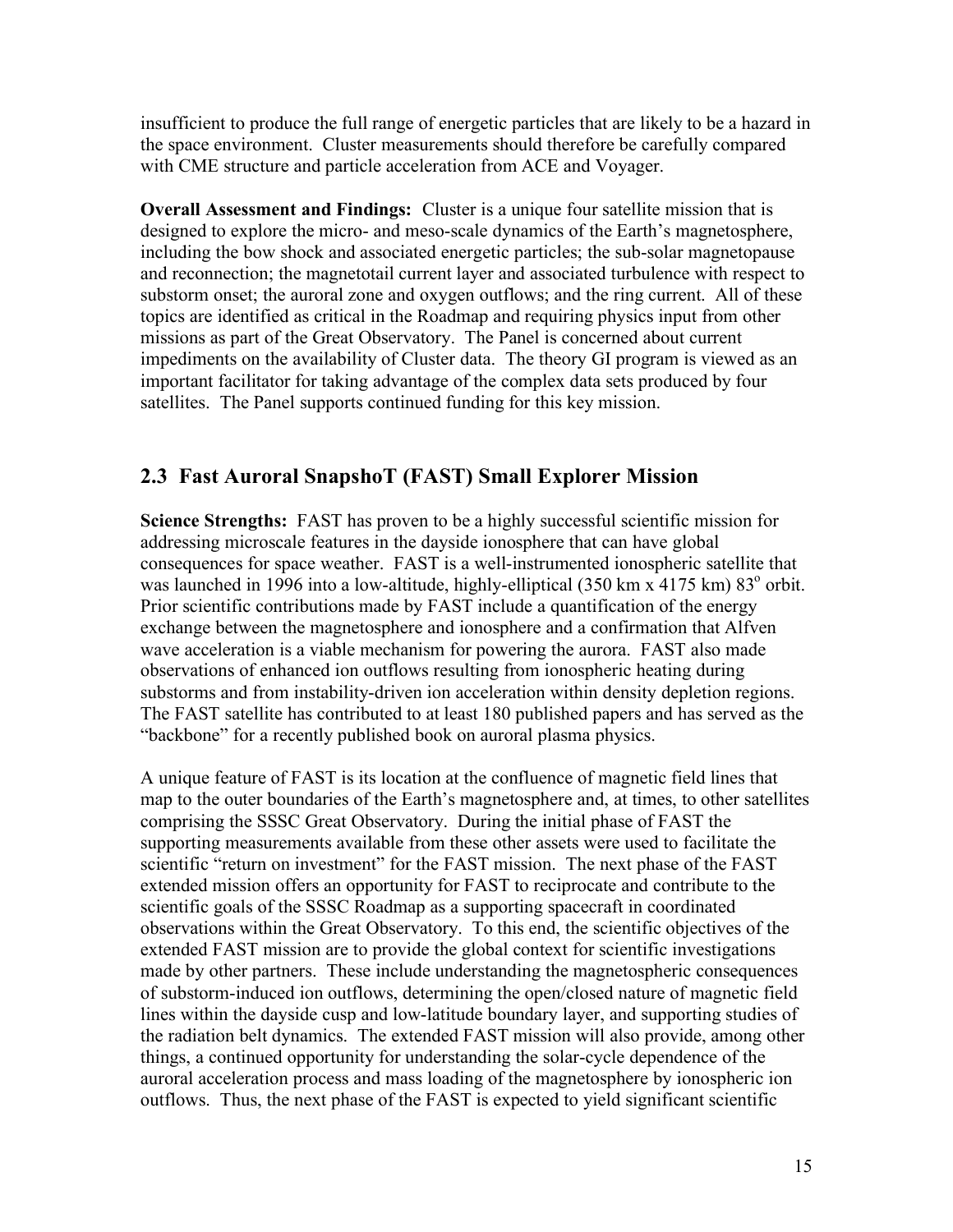insufficient to produce the full range of energetic particles that are likely to be a hazard in the space environment. Cluster measurements should therefore be carefully compared with CME structure and particle acceleration from ACE and Voyager.

**Overall Assessment and Findings:** Cluster is a unique four satellite mission that is designed to explore the micro- and meso-scale dynamics of the Earth's magnetosphere, including the bow shock and associated energetic particles; the sub-solar magnetopause and reconnection; the magnetotail current layer and associated turbulence with respect to substorm onset; the auroral zone and oxygen outflows; and the ring current. All of these topics are identified as critical in the Roadmap and requiring physics input from other missions as part of the Great Observatory. The Panel is concerned about current impediments on the availability of Cluster data. The theory GI program is viewed as an important facilitator for taking advantage of the complex data sets produced by four satellites. The Panel supports continued funding for this key mission.

## 2.3 Fast Auroral SnapshoT (FAST) Small Explorer Mission

**Science Strengths:** FAST has proven to be a highly successful scientific mission for addressing microscale features in the dayside ionosphere that can have global consequences for space weather. FAST is a well-instrumented ionospheric satellite that was launched in 1996 into a low-altitude, highly-elliptical (350 km x 4175 km) $83^{o}$ orbit. Prior scientific contributions made by FAST include a quantification of the energy exchange between the magnetosphere and ionosphere and a confirmation that Alfven wave acceleration is a viable mechanism for powering the aurora. FAST also made observations of enhanced ion outflows resulting from ionospheric heating during substorms and from instability-driven ion acceleration within density depletion regions. The FAST satellite has contributed to at least 180 published papers and has served as the "backbone" for a recently published book on auroral plasma physics.

A unique feature of FAST is its location at the confluence of magnetic field lines that map to the outer boundaries of the Earth's magnetosphere and, at times, to other satellites comprising the SSSC Great Observatory. During the initial phase of FAST the supporting measurements available from these other assets were used to facilitate the scientific "return on investment" for the FAST mission. The next phase of the FAST extended mission offers an opportunity for FAST to reciprocate and contribute to the scientific goals of the SSSC Roadmap as a supporting spacecraft in coordinated observations within the Great Observatory. To this end, the scientific objectives of the extended FAST mission are to provide the global context for scientific investigations made by other partners. These include understanding the magnetospheric consequences of substorm-induced ion outflows, determining the open/closed nature of magnetic field lines within the dayside cusp and low-latitude boundary layer, and supporting studies of the radiation belt dynamics. The extended FAST mission will also provide, among other things, a continued opportunity for understanding the solar-cycle dependence of the auroral acceleration process and mass loading of the magnetosphere by ionospheric ion outflows. Thus, the next phase of the FAST is expected to yield significant scientific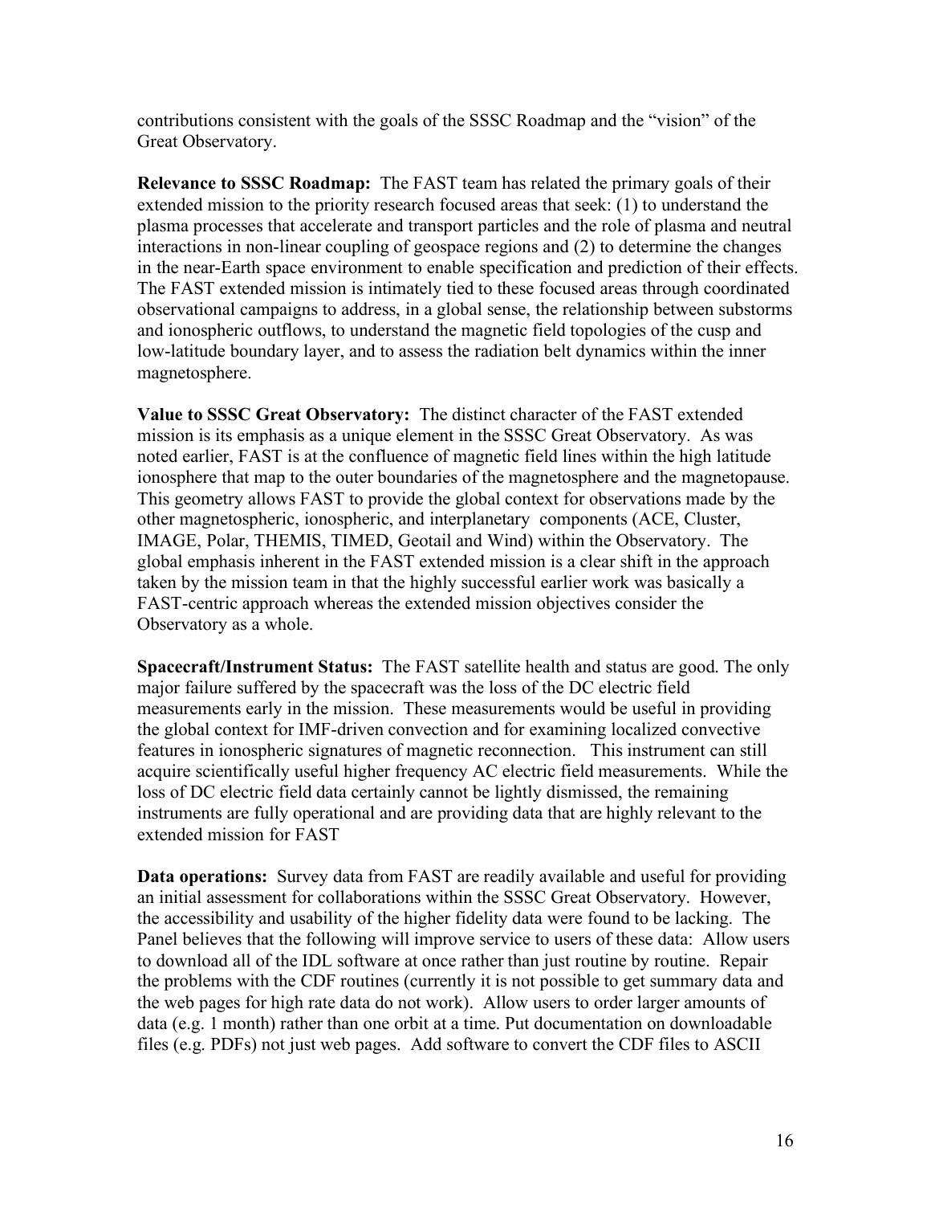contributions consistent with the goals of the SSSC Roadmap and the "vision" of the Great Observatory.

**Relevance to SSSC Roadmap:** The FAST team has related the primary goals of their extended mission to the priority research focused areas that seek: (1) to understand the plasma processes that accelerate and transport particles and the role of plasma and neutral interactions in non-linear coupling of geospace regions and (2) to determine the changes in the near-Earth space environment to enable specification and prediction of their effects. The FAST extended mission is intimately tied to these focused areas through coordinated observational campaigns to address, in a global sense, the relationship between substorms and ionospheric outflows, to understand the magnetic field topologies of the cusp and low-latitude boundary layer, and to assess the radiation belt dynamics within the inner magnetosphere.

**Value to SSSC Great Observatory:** The distinct character of the FAST extended mission is its emphasis as a unique element in the SSSC Great Observatory. As was noted earlier, FAST is at the confluence of magnetic field lines within the high latitude ionosphere that map to the outer boundaries of the magnetosphere and the magnetopause. This geometry allows FAST to provide the global context for observations made by the other magnetospheric, ionospheric, and interplanetary components (ACE, Cluster, IMAGE, Polar, THEMIS, TIMED, Geotail and Wind) within the Observatory. The global emphasis inherent in the FAST extended mission is a clear shift in the approach taken by the mission team in that the highly successful earlier work was basically a FAST-centric approach whereas the extended mission objectives consider the Observatory as a whole.

**Spacecraft/Instrument Status:** The FAST satellite health and status are good. The only major failure suffered by the spacecraft was the loss of the DC electric field measurements early in the mission. These measurements would be useful in providing the global context for IMF-driven convection and for examining localized convective features in ionospheric signatures of magnetic reconnection. This instrument can still acquire scientifically useful higher frequency AC electric field measurements. While the loss of DC electric field data certainly cannot be lightly dismissed, the remaining instruments are fully operational and are providing data that are highly relevant to the extended mission for FAST

**Data operations:** Survey data from FAST are readily available and useful for providing an initial assessment for collaborations within the SSSC Great Observatory. However, the accessibility and usability of the higher fidelity data were found to be lacking. The Panel believes that the following will improve service to users of these data: Allow users to download all of the IDL software at once rather than just routine by routine. Repair the problems with the CDF routines (currently it is not possible to get summary data and the web pages for high rate data do not work). Allow users to order larger amounts of data (e.g. 1 month) rather than one orbit at a time. Put documentation on downloadable files (e.g. PDFs) not just web pages. Add software to convert the CDF files to ASCII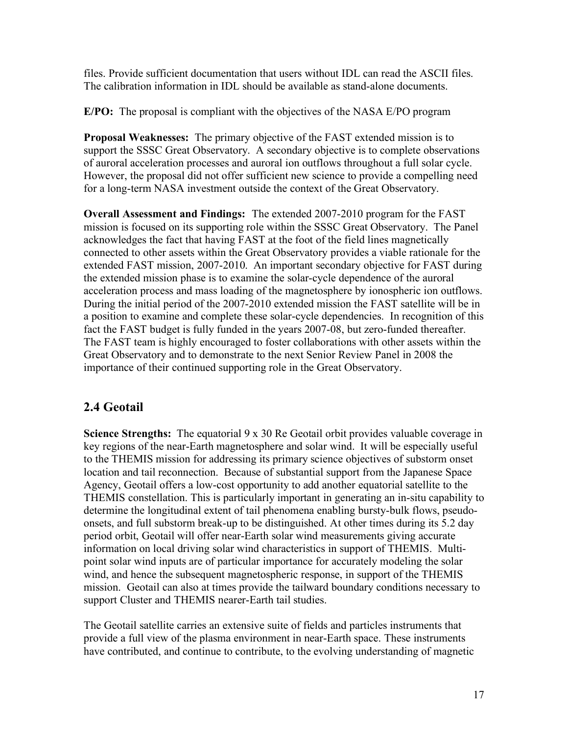files. Provide sufficient documentation that users without IDL can read the ASCII files. The calibration information in IDL should be available as stand-alone documents.

**E/PO:** The proposal is compliant with the objectives of the NASA E/PO program

**Proposal Weaknesses:** The primary objective of the FAST extended mission is to support the SSSC Great Observatory. A secondary objective is to complete observations of auroral acceleration processes and auroral ion outflows throughout a full solar cycle. However, the proposal did not offer sufficient new science to provide a compelling need for a long-term NASA investment outside the context of the Great Observatory.

**Overall Assessment and Findings:** The extended 2007-2010 program for the FAST mission is focused on its supporting role within the SSSC Great Observatory. The Panel acknowledges the fact that having FAST at the foot of the field lines magnetically connected to other assets within the Great Observatory provides a viable rationale for the extended FAST mission, 2007-2010. An important secondary objective for FAST during the extended mission phase is to examine the solar-cycle dependence of the auroral acceleration process and mass loading of the magnetosphere by ionospheric ion outflows. During the initial period of the 2007-2010 extended mission the FAST satellite will be in a position to examine and complete these solar-cycle dependencies. In recognition of this fact the FAST budget is fully funded in the years 2007-08, but zero-funded thereafter. The FAST team is highly encouraged to foster collaborations with other assets within the Great Observatory and to demonstrate to the next Senior Review Panel in 2008 the importance of their continued supporting role in the Great Observatory.

## 2.4 Geotail

**Science Strengths:** The equatorial 9 x 30 Re Geotail orbit provides valuable coverage in key regions of the near-Earth magnetosphere and solar wind. It will be especially useful to the THEMIS mission for addressing its primary science objectives of substorm onset location and tail reconnection. Because of substantial support from the Japanese Space Agency, Geotail offers a low-cost opportunity to add another equatorial satellite to the THEMIS constellation. This is particularly important in generating an in-situ capability to determine the longitudinal extent of tail phenomena enabling bursty-bulk flows, pseudo-onsets, and full substorm break-up to be distinguished. At other times during its 5.2 day period orbit, Geotail will offer near-Earth solar wind measurements giving accurate information on local driving solar wind characteristics in support of THEMIS. Multi-point solar wind inputs are of particular importance for accurately modeling the solar wind, and hence the subsequent magnetospheric response, in support of the THEMIS mission. Geotail can also at times provide the tailward boundary conditions necessary to support Cluster and THEMIS nearer-Earth tail studies.

The Geotail satellite carries an extensive suite of fields and particles instruments that provide a full view of the plasma environment in near-Earth space. These instruments have contributed, and continue to contribute, to the evolving understanding of magnetic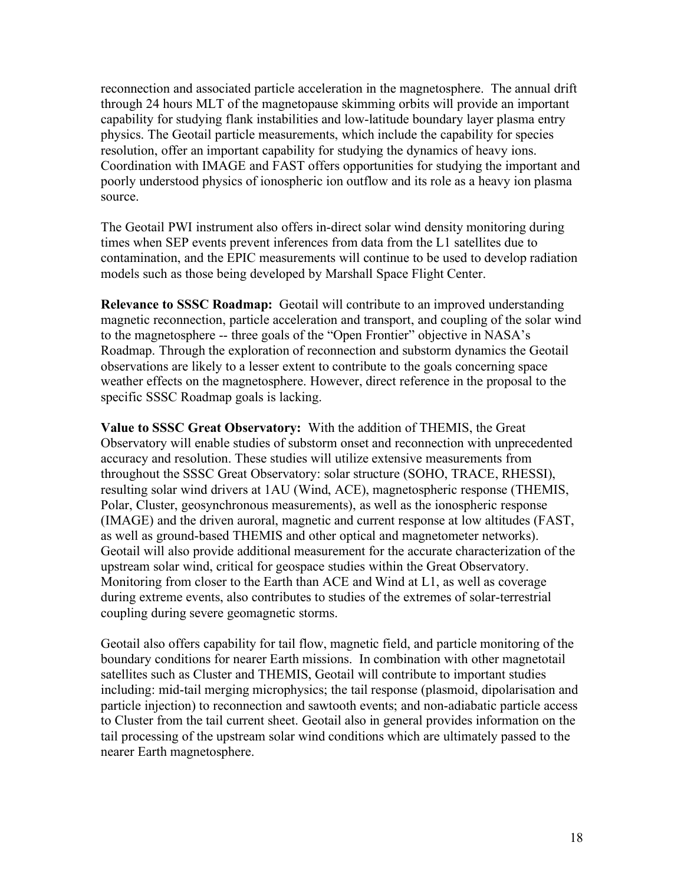reconnection and associated particle acceleration in the magnetosphere. The annual drift through 24 hours MLT of the magnetopause skimming orbits will provide an important capability for studying flank instabilities and low-latitude boundary layer plasma entry physics. The Geotail particle measurements, which include the capability for species resolution, offer an important capability for studying the dynamics of heavy ions. Coordination with IMAGE and FAST offers opportunities for studying the important and poorly understood physics of ionospheric ion outflow and its role as a heavy ion plasma source.

The Geotail PWI instrument also offers in-direct solar wind density monitoring during times when SEP events prevent inferences from data from the L1 satellites due to contamination, and the EPIC measurements will continue to be used to develop radiation models such as those being developed by Marshall Space Flight Center.

**Relevance to SSSC Roadmap:** Geotail will contribute to an improved understanding magnetic reconnection, particle acceleration and transport, and coupling of the solar wind to the magnetosphere -- three goals of the "Open Frontier" objective in NASA's Roadmap. Through the exploration of reconnection and substorm dynamics the Geotail observations are likely to a lesser extent to contribute to the goals concerning space weather effects on the magnetosphere. However, direct reference in the proposal to the specific SSSC Roadmap goals is lacking.

**Value to SSSC Great Observatory:** With the addition of THEMIS, the Great Observatory will enable studies of substorm onset and reconnection with unprecedented accuracy and resolution. These studies will utilize extensive measurements from throughout the SSSC Great Observatory: solar structure (SOHO, TRACE, RHESSI), resulting solar wind drivers at 1AU (Wind, ACE), magnetospheric response (THEMIS, Polar, Cluster, geosynchronous measurements), as well as the ionospheric response (IMAGE) and the driven auroral, magnetic and current response at low altitudes (FAST, as well as ground-based THEMIS and other optical and magnetometer networks). Geotail will also provide additional measurement for the accurate characterization of the upstream solar wind, critical for geospace studies within the Great Observatory. Monitoring from closer to the Earth than ACE and Wind at L1, as well as coverage during extreme events, also contributes to studies of the extremes of solar-terrestrial coupling during severe geomagnetic storms.

Geotail also offers capability for tail flow, magnetic field, and particle monitoring of the boundary conditions for nearer Earth missions. In combination with other magnetotail satellites such as Cluster and THEMIS, Geotail will contribute to important studies including: mid-tail merging microphysics; the tail response (plasmoid, dipolarisation and particle injection) to reconnection and sawtooth events; and non-adiabatic particle access to Cluster from the tail current sheet. Geotail also in general provides information on the tail processing of the upstream solar wind conditions which are ultimately passed to the nearer Earth magnetosphere.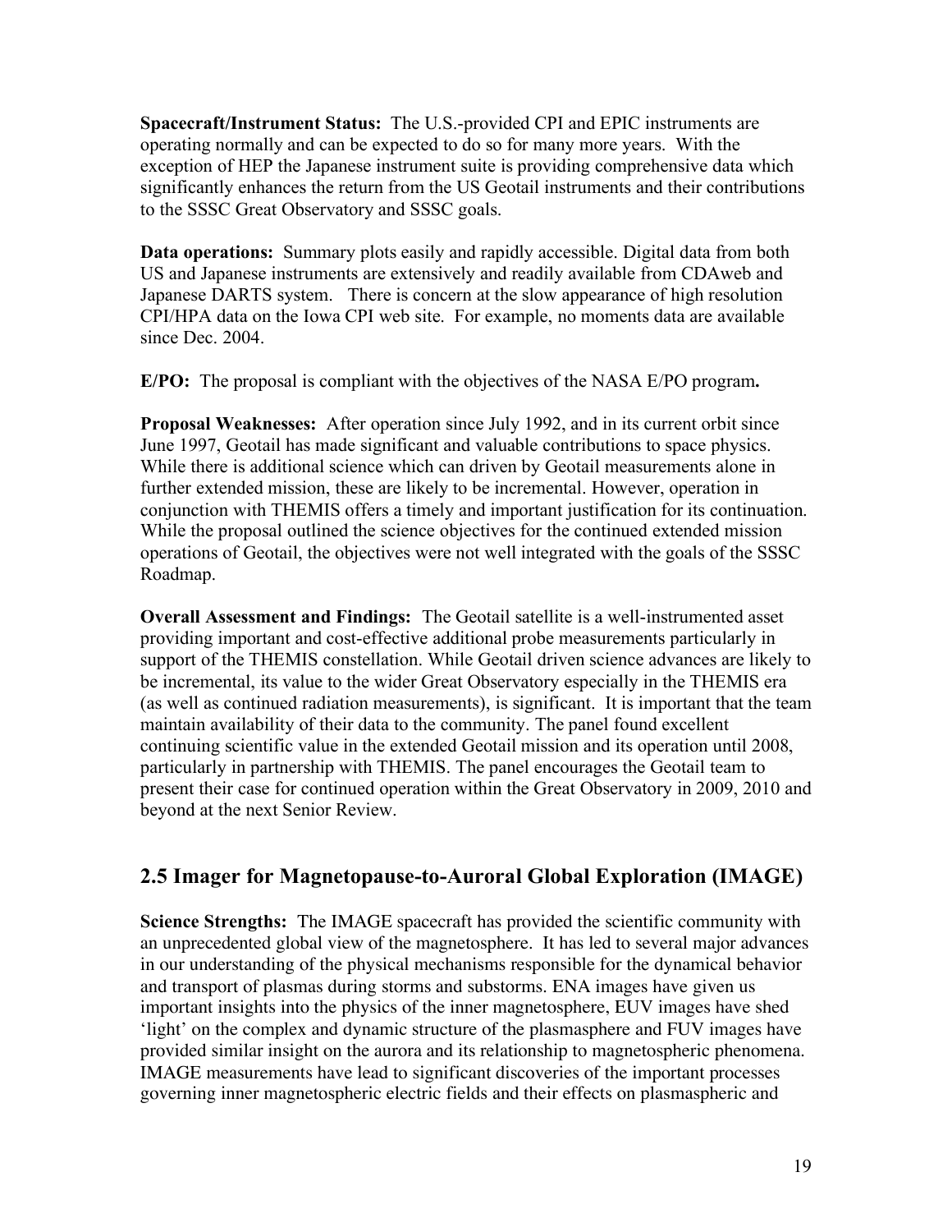**Spacecraft/Instrument Status:** The U.S.-provided CPI and EPIC instruments are operating normally and can be expected to do so for many more years. With the exception of HEP the Japanese instrument suite is providing comprehensive data which significantly enhances the return from the US Geotail instruments and their contributions to the SSSC Great Observatory and SSSC goals.

**Data operations:** Summary plots easily and rapidly accessible. Digital data from both US and Japanese instruments are extensively and readily available from CDAweb and Japanese DARTS system. There is concern at the slow appearance of high resolution CPI/HPA data on the Iowa CPI web site. For example, no moments data are available since Dec. 2004.

**E/PO:** The proposal is compliant with the objectives of the NASA E/PO program**.**

**Proposal Weaknesses:** After operation since July 1992, and in its current orbit since June 1997, Geotail has made significant and valuable contributions to space physics. While there is additional science which can driven by Geotail measurements alone in further extended mission, these are likely to be incremental. However, operation in conjunction with THEMIS offers a timely and important justification for its continuation. While the proposal outlined the science objectives for the continued extended mission operations of Geotail, the objectives were not well integrated with the goals of the SSSC Roadmap.

**Overall Assessment and Findings:** The Geotail satellite is a well-instrumented asset providing important and cost-effective additional probe measurements particularly in support of the THEMIS constellation. While Geotail driven science advances are likely to be incremental, its value to the wider Great Observatory especially in the THEMIS era (as well as continued radiation measurements), is significant. It is important that the team maintain availability of their data to the community. The panel found excellent continuing scientific value in the extended Geotail mission and its operation until 2008, particularly in partnership with THEMIS. The panel encourages the Geotail team to present their case for continued operation within the Great Observatory in 2009, 2010 and beyond at the next Senior Review.

## 2.5 Imager for Magnetopause-to-Auroral Global Exploration (IMAGE)

**Science Strengths:** The IMAGE spacecraft has provided the scientific community with an unprecedented global view of the magnetosphere. It has led to several major advances in our understanding of the physical mechanisms responsible for the dynamical behavior and transport of plasmas during storms and substorms. ENA images have given us important insights into the physics of the inner magnetosphere, EUV images have shed 'light' on the complex and dynamic structure of the plasmasphere and FUV images have provided similar insight on the aurora and its relationship to magnetospheric phenomena. IMAGE measurements have lead to significant discoveries of the important processes governing inner magnetospheric electric fields and their effects on plasmaspheric and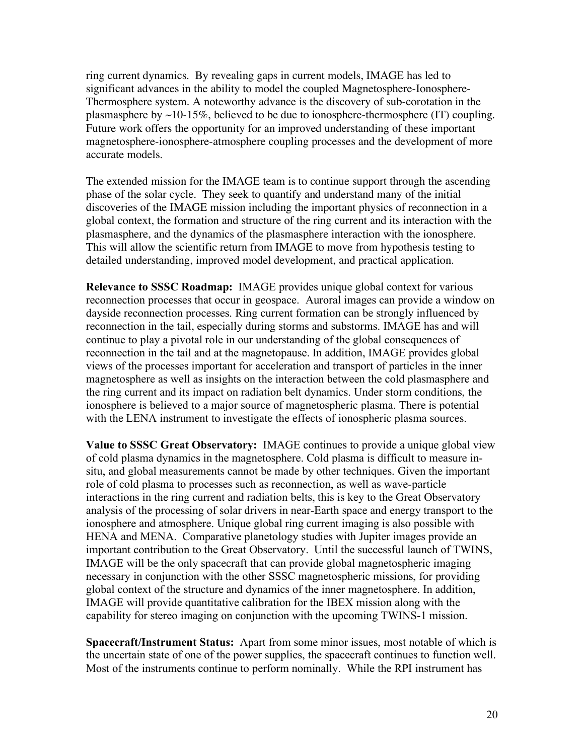ring current dynamics. By revealing gaps in current models, IMAGE has led to significant advances in the ability to model the coupled Magnetosphere-Ionosphere-Thermosphere system. A noteworthy advance is the discovery of sub-corotation in the plasmasphere by ~10-15%, believed to be due to ionosphere-thermosphere (IT) coupling. Future work offers the opportunity for an improved understanding of these important magnetosphere-ionosphere-atmosphere coupling processes and the development of more accurate models.

The extended mission for the IMAGE team is to continue support through the ascending phase of the solar cycle. They seek to quantify and understand many of the initial discoveries of the IMAGE mission including the important physics of reconnection in a global context, the formation and structure of the ring current and its interaction with the plasmasphere, and the dynamics of the plasmasphere interaction with the ionosphere. This will allow the scientific return from IMAGE to move from hypothesis testing to detailed understanding, improved model development, and practical application.

**Relevance to SSSC Roadmap:** IMAGE provides unique global context for various reconnection processes that occur in geospace. Auroral images can provide a window on dayside reconnection processes. Ring current formation can be strongly influenced by reconnection in the tail, especially during storms and substorms. IMAGE has and will continue to play a pivotal role in our understanding of the global consequences of reconnection in the tail and at the magnetopause. In addition, IMAGE provides global views of the processes important for acceleration and transport of particles in the inner magnetosphere as well as insights on the interaction between the cold plasmasphere and the ring current and its impact on radiation belt dynamics. Under storm conditions, the ionosphere is believed to a major source of magnetospheric plasma. There is potential with the LENA instrument to investigate the effects of ionospheric plasma sources.

**Value to SSSC Great Observatory:** IMAGE continues to provide a unique global view of cold plasma dynamics in the magnetosphere. Cold plasma is difficult to measure in-situ, and global measurements cannot be made by other techniques. Given the important role of cold plasma to processes such as reconnection, as well as wave-particle interactions in the ring current and radiation belts, this is key to the Great Observatory analysis of the processing of solar drivers in near-Earth space and energy transport to the ionosphere and atmosphere. Unique global ring current imaging is also possible with HENA and MENA. Comparative planetology studies with Jupiter images provide an important contribution to the Great Observatory. Until the successful launch of TWINS, IMAGE will be the only spacecraft that can provide global magnetospheric imaging necessary in conjunction with the other SSSC magnetospheric missions, for providing global context of the structure and dynamics of the inner magnetosphere. In addition, IMAGE will provide quantitative calibration for the IBEX mission along with the capability for stereo imaging on conjunction with the upcoming TWINS-1 mission.

**Spacecraft/Instrument Status:** Apart from some minor issues, most notable of which is the uncertain state of one of the power supplies, the spacecraft continues to function well. Most of the instruments continue to perform nominally. While the RPI instrument has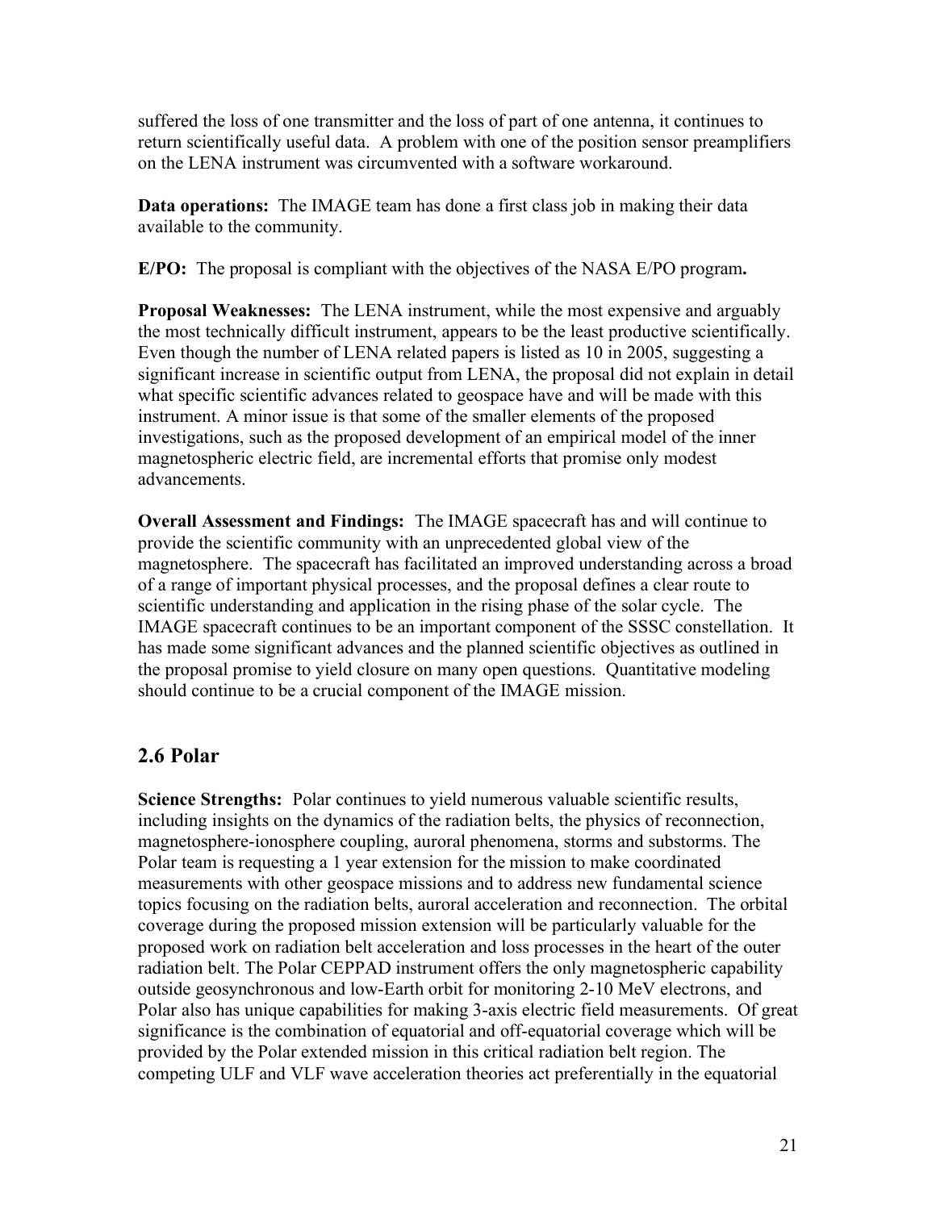suffered the loss of one transmitter and the loss of part of one antenna, it continues to return scientifically useful data. A problem with one of the position sensor preamplifiers on the LENA instrument was circumvented with a software workaround.

**Data operations:** The IMAGE team has done a first class job in making their data available to the community.

**E/PO:** The proposal is compliant with the objectives of the NASA E/PO program**.**

**Proposal Weaknesses:** The LENA instrument, while the most expensive and arguably the most technically difficult instrument, appears to be the least productive scientifically. Even though the number of LENA related papers is listed as 10 in 2005, suggesting a significant increase in scientific output from LENA, the proposal did not explain in detail what specific scientific advances related to geospace have and will be made with this instrument. A minor issue is that some of the smaller elements of the proposed investigations, such as the proposed development of an empirical model of the inner magnetospheric electric field, are incremental efforts that promise only modest advancements.

**Overall Assessment and Findings:** The IMAGE spacecraft has and will continue to provide the scientific community with an unprecedented global view of the magnetosphere. The spacecraft has facilitated an improved understanding across a broad of a range of important physical processes, and the proposal defines a clear route to scientific understanding and application in the rising phase of the solar cycle. The IMAGE spacecraft continues to be an important component of the SSSC constellation. It has made some significant advances and the planned scientific objectives as outlined in the proposal promise to yield closure on many open questions. Quantitative modeling should continue to be a crucial component of the IMAGE mission.

## 2.6 Polar

**Science Strengths:** Polar continues to yield numerous valuable scientific results, including insights on the dynamics of the radiation belts, the physics of reconnection, magnetosphere-ionosphere coupling, auroral phenomena, storms and substorms. The Polar team is requesting a 1 year extension for the mission to make coordinated measurements with other geospace missions and to address new fundamental science topics focusing on the radiation belts, auroral acceleration and reconnection. The orbital coverage during the proposed mission extension will be particularly valuable for the proposed work on radiation belt acceleration and loss processes in the heart of the outer radiation belt. The Polar CEPPAD instrument offers the only magnetospheric capability outside geosynchronous and low-Earth orbit for monitoring 2-10 MeV electrons, and Polar also has unique capabilities for making 3-axis electric field measurements. Of great significance is the combination of equatorial and off-equatorial coverage which will be provided by the Polar extended mission in this critical radiation belt region. The competing ULF and VLF wave acceleration theories act preferentially in the equatorial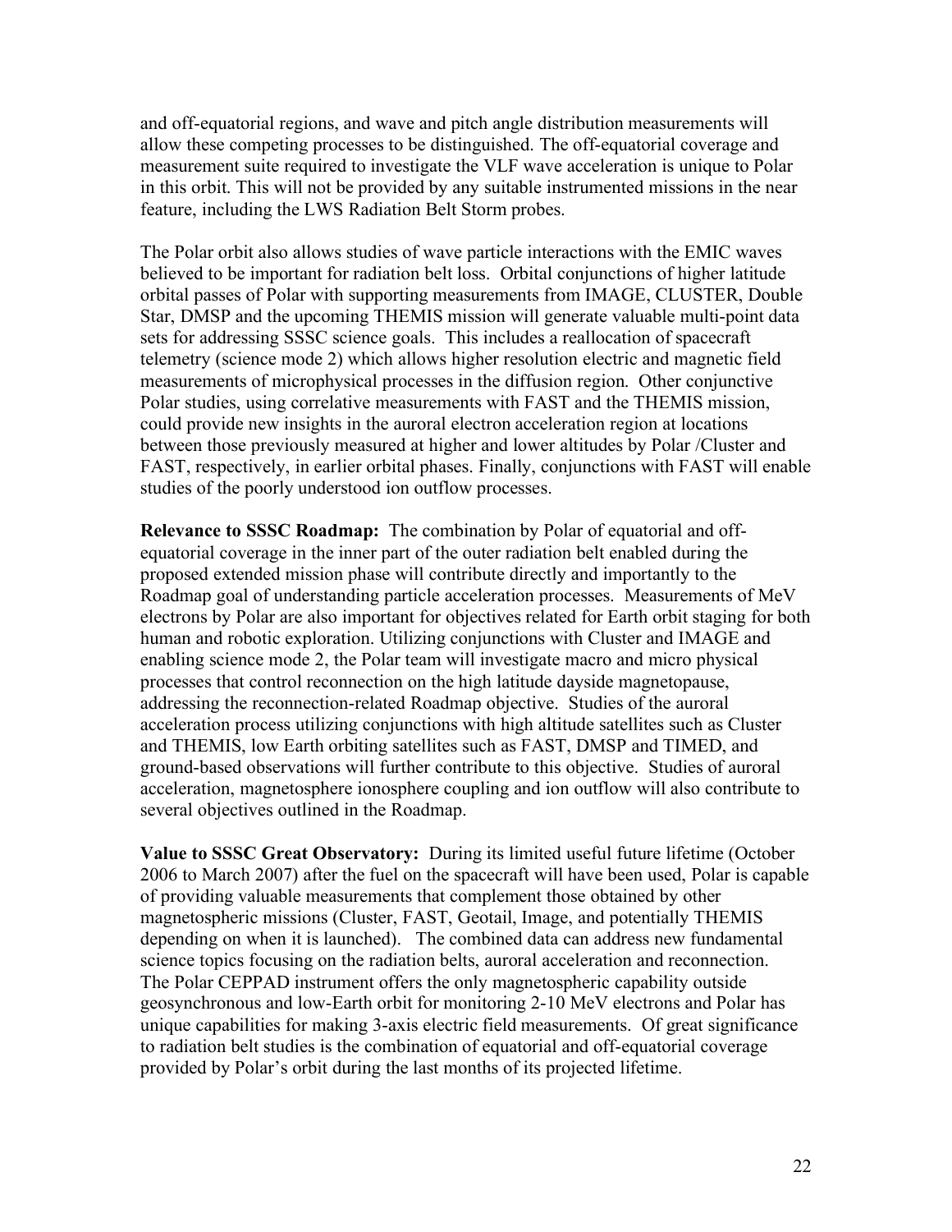and off-equatorial regions, and wave and pitch angle distribution measurements will allow these competing processes to be distinguished. The off-equatorial coverage and measurement suite required to investigate the VLF wave acceleration is unique to Polar in this orbit. This will not be provided by any suitable instrumented missions in the near feature, including the LWS Radiation Belt Storm probes.

The Polar orbit also allows studies of wave particle interactions with the EMIC waves believed to be important for radiation belt loss. Orbital conjunctions of higher latitude orbital passes of Polar with supporting measurements from IMAGE, CLUSTER, Double Star, DMSP and the upcoming THEMIS mission will generate valuable multi-point data sets for addressing SSSC science goals. This includes a reallocation of spacecraft telemetry (science mode 2) which allows higher resolution electric and magnetic field measurements of microphysical processes in the diffusion region. Other conjunctive Polar studies, using correlative measurements with FAST and the THEMIS mission, could provide new insights in the auroral electron acceleration region at locations between those previously measured at higher and lower altitudes by Polar /Cluster and FAST, respectively, in earlier orbital phases. Finally, conjunctions with FAST will enable studies of the poorly understood ion outflow processes.

**Relevance to SSSC Roadmap:** The combination by Polar of equatorial and off-equatorial coverage in the inner part of the outer radiation belt enabled during the proposed extended mission phase will contribute directly and importantly to the Roadmap goal of understanding particle acceleration processes. Measurements of MeV electrons by Polar are also important for objectives related for Earth orbit staging for both human and robotic exploration. Utilizing conjunctions with Cluster and IMAGE and enabling science mode 2, the Polar team will investigate macro and micro physical processes that control reconnection on the high latitude dayside magnetopause, addressing the reconnection-related Roadmap objective. Studies of the auroral acceleration process utilizing conjunctions with high altitude satellites such as Cluster and THEMIS, low Earth orbiting satellites such as FAST, DMSP and TIMED, and ground-based observations will further contribute to this objective. Studies of auroral acceleration, magnetosphere ionosphere coupling and ion outflow will also contribute to several objectives outlined in the Roadmap.

**Value to SSSC Great Observatory:** During its limited useful future lifetime (October 2006 to March 2007) after the fuel on the spacecraft will have been used, Polar is capable of providing valuable measurements that complement those obtained by other magnetospheric missions (Cluster, FAST, Geotail, Image, and potentially THEMIS depending on when it is launched). The combined data can address new fundamental science topics focusing on the radiation belts, auroral acceleration and reconnection. The Polar CEPPAD instrument offers the only magnetospheric capability outside geosynchronous and low-Earth orbit for monitoring 2-10 MeV electrons and Polar has unique capabilities for making 3-axis electric field measurements. Of great significance to radiation belt studies is the combination of equatorial and off-equatorial coverage provided by Polar's orbit during the last months of its projected lifetime.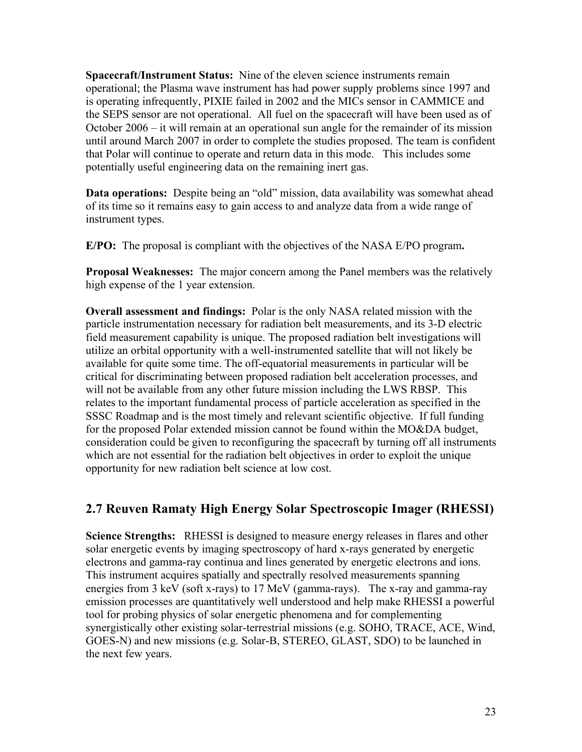**Spacecraft/Instrument Status:** Nine of the eleven science instruments remain operational; the Plasma wave instrument has had power supply problems since 1997 and is operating infrequently, PIXIE failed in 2002 and the MICs sensor in CAMMICE and the SEPS sensor are not operational. All fuel on the spacecraft will have been used as of October 2006 – it will remain at an operational sun angle for the remainder of its mission until around March 2007 in order to complete the studies proposed. The team is confident that Polar will continue to operate and return data in this mode. This includes some potentially useful engineering data on the remaining inert gas.

**Data operations:** Despite being an "old" mission, data availability was somewhat ahead of its time so it remains easy to gain access to and analyze data from a wide range of instrument types.

**E/PO:** The proposal is compliant with the objectives of the NASA E/PO program**.**

**Proposal Weaknesses:** The major concern among the Panel members was the relatively high expense of the 1 year extension.

**Overall assessment and findings:** Polar is the only NASA related mission with the particle instrumentation necessary for radiation belt measurements, and its 3-D electric field measurement capability is unique. The proposed radiation belt investigations will utilize an orbital opportunity with a well-instrumented satellite that will not likely be available for quite some time. The off-equatorial measurements in particular will be critical for discriminating between proposed radiation belt acceleration processes, and will not be available from any other future mission including the LWS RBSP. This relates to the important fundamental process of particle acceleration as specified in the SSSC Roadmap and is the most timely and relevant scientific objective. If full funding for the proposed Polar extended mission cannot be found within the MO&DA budget, consideration could be given to reconfiguring the spacecraft by turning off all instruments which are not essential for the radiation belt objectives in order to exploit the unique opportunity for new radiation belt science at low cost.

## 2.7 Reuven Ramaty High Energy Solar Spectroscopic Imager (RHESSI)

**Science Strengths:** RHESSI is designed to measure energy releases in flares and other solar energetic events by imaging spectroscopy of hard x-rays generated by energetic electrons and gamma-ray continua and lines generated by energetic electrons and ions. This instrument acquires spatially and spectrally resolved measurements spanning energies from 3 keV (soft x-rays) to 17 MeV (gamma-rays). The x-ray and gamma-ray emission processes are quantitatively well understood and help make RHESSI a powerful tool for probing physics of solar energetic phenomena and for complementing synergistically other existing solar-terrestrial missions (e.g. SOHO, TRACE, ACE, Wind, GOES-N) and new missions (e.g. Solar-B, STEREO, GLAST, SDO) to be launched in the next few years.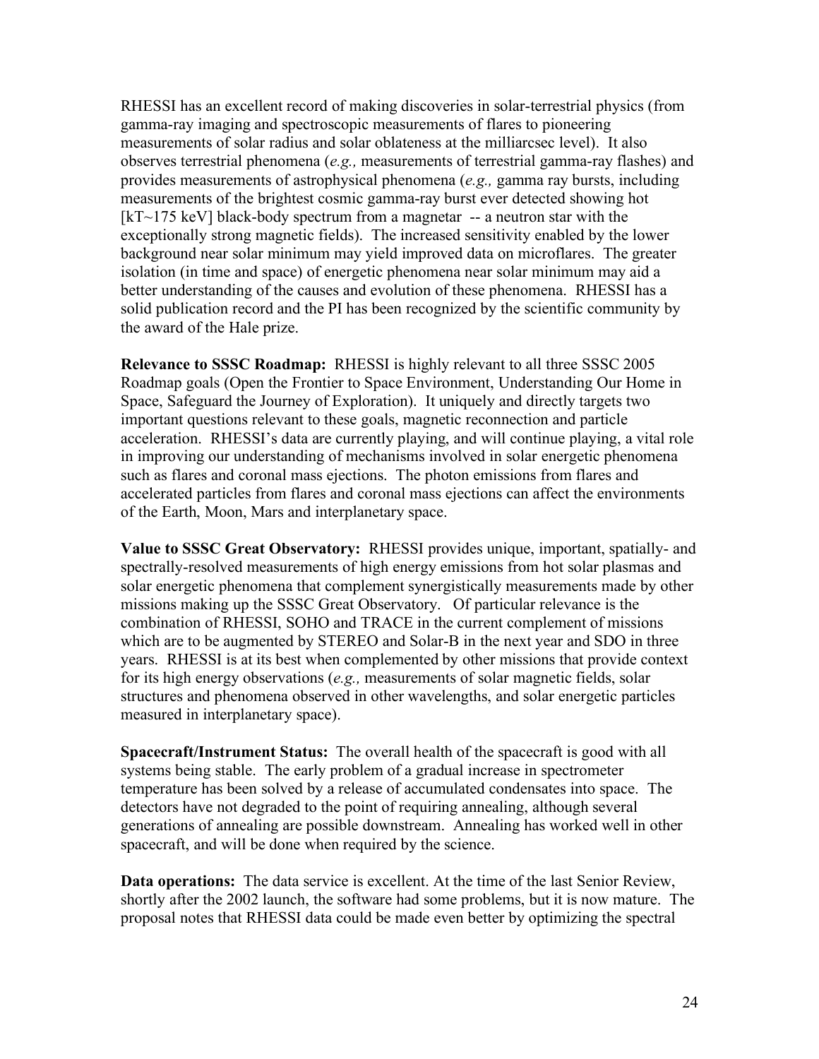RHESSI has an excellent record of making discoveries in solar-terrestrial physics (from gamma-ray imaging and spectroscopic measurements of flares to pioneering measurements of solar radius and solar oblateness at the milliarcsec level). It also observes terrestrial phenomena (*e.g.,* measurements of terrestrial gamma-ray flashes) and provides measurements of astrophysical phenomena (*e.g.,* gamma ray bursts, including measurements of the brightest cosmic gamma-ray burst ever detected showing hot [kT~175 keV] black-body spectrum from a magnetar -- a neutron star with the exceptionally strong magnetic fields). The increased sensitivity enabled by the lower background near solar minimum may yield improved data on microflares. The greater isolation (in time and space) of energetic phenomena near solar minimum may aid a better understanding of the causes and evolution of these phenomena. RHESSI has a solid publication record and the PI has been recognized by the scientific community by the award of the Hale prize.

**Relevance to SSSC Roadmap:** RHESSI is highly relevant to all three SSSC 2005 Roadmap goals (Open the Frontier to Space Environment, Understanding Our Home in Space, Safeguard the Journey of Exploration). It uniquely and directly targets two important questions relevant to these goals, magnetic reconnection and particle acceleration. RHESSI's data are currently playing, and will continue playing, a vital role in improving our understanding of mechanisms involved in solar energetic phenomena such as flares and coronal mass ejections. The photon emissions from flares and accelerated particles from flares and coronal mass ejections can affect the environments of the Earth, Moon, Mars and interplanetary space.

**Value to SSSC Great Observatory:** RHESSI provides unique, important, spatially- and spectrally-resolved measurements of high energy emissions from hot solar plasmas and solar energetic phenomena that complement synergistically measurements made by other missions making up the SSSC Great Observatory. Of particular relevance is the combination of RHESSI, SOHO and TRACE in the current complement of missions which are to be augmented by STEREO and Solar-B in the next year and SDO in three years. RHESSI is at its best when complemented by other missions that provide context for its high energy observations (*e.g.,* measurements of solar magnetic fields, solar structures and phenomena observed in other wavelengths, and solar energetic particles measured in interplanetary space).

**Spacecraft/Instrument Status:** The overall health of the spacecraft is good with all systems being stable. The early problem of a gradual increase in spectrometer temperature has been solved by a release of accumulated condensates into space. The detectors have not degraded to the point of requiring annealing, although several generations of annealing are possible downstream. Annealing has worked well in other spacecraft, and will be done when required by the science.

**Data operations:** The data service is excellent. At the time of the last Senior Review, shortly after the 2002 launch, the software had some problems, but it is now mature. The proposal notes that RHESSI data could be made even better by optimizing the spectral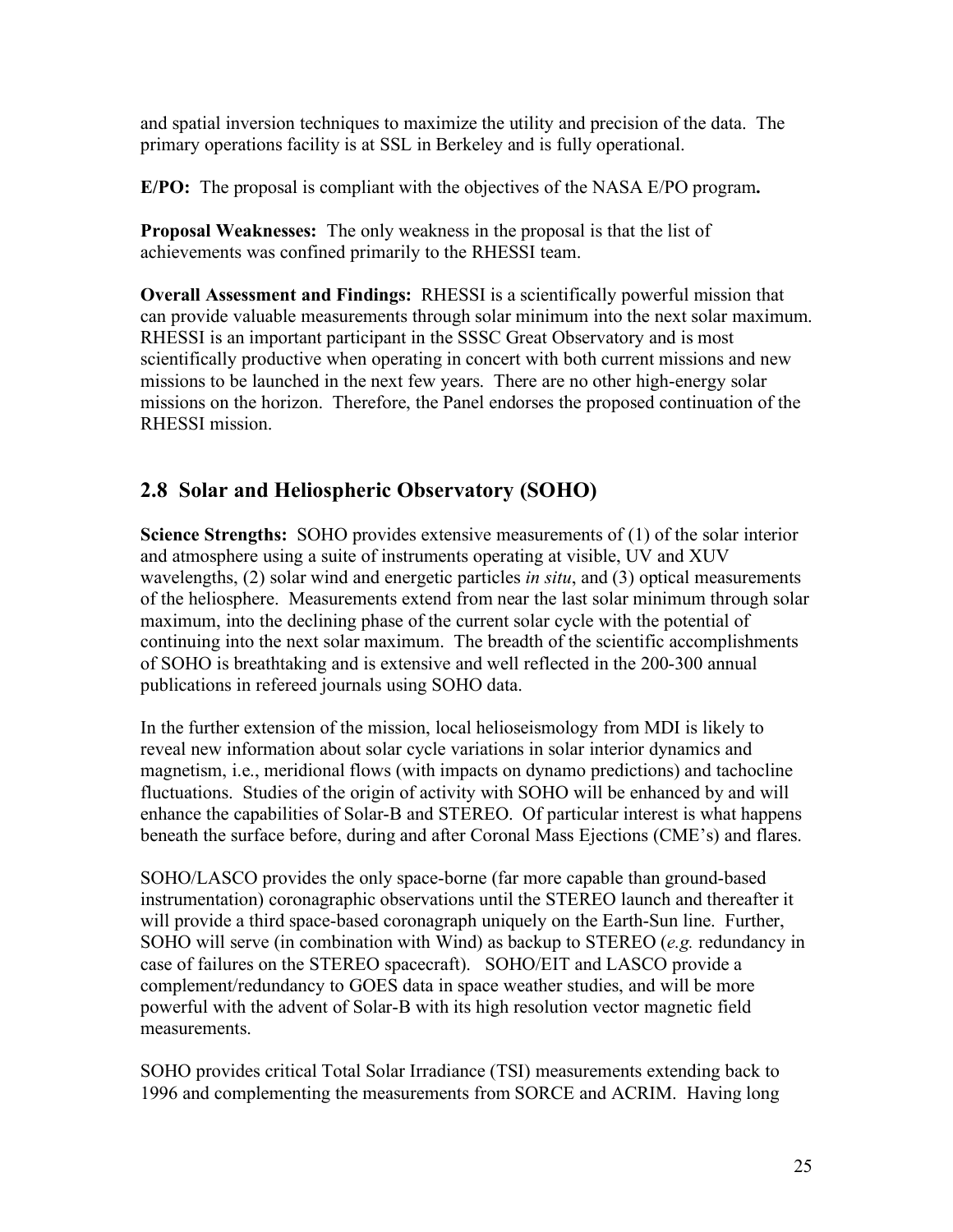and spatial inversion techniques to maximize the utility and precision of the data. The primary operations facility is at SSL in Berkeley and is fully operational.

**E/PO:** The proposal is compliant with the objectives of the NASA E/PO program**.**

**Proposal Weaknesses:** The only weakness in the proposal is that the list of achievements was confined primarily to the RHESSI team.

**Overall Assessment and Findings:** RHESSI is a scientifically powerful mission that can provide valuable measurements through solar minimum into the next solar maximum. RHESSI is an important participant in the SSSC Great Observatory and is most scientifically productive when operating in concert with both current missions and new missions to be launched in the next few years. There are no other high-energy solar missions on the horizon. Therefore, the Panel endorses the proposed continuation of the RHESSI mission.

## 2.8 Solar and Heliospheric Observatory (SOHO)

**Science Strengths:** SOHO provides extensive measurements of (1) of the solar interior and atmosphere using a suite of instruments operating at visible, UV and XUV wavelengths, (2) solar wind and energetic particles *in situ*, and (3) optical measurements of the heliosphere. Measurements extend from near the last solar minimum through solar maximum, into the declining phase of the current solar cycle with the potential of continuing into the next solar maximum. The breadth of the scientific accomplishments of SOHO is breathtaking and is extensive and well reflected in the 200-300 annual publications in refereed journals using SOHO data.

In the further extension of the mission, local helioseismology from MDI is likely to reveal new information about solar cycle variations in solar interior dynamics and magnetism, i.e., meridional flows (with impacts on dynamo predictions) and tachocline fluctuations. Studies of the origin of activity with SOHO will be enhanced by and will enhance the capabilities of Solar-B and STEREO. Of particular interest is what happens beneath the surface before, during and after Coronal Mass Ejections (CME's) and flares.

SOHO/LASCO provides the only space-borne (far more capable than ground-based instrumentation) coronagraphic observations until the STEREO launch and thereafter it will provide a third space-based coronagraph uniquely on the Earth-Sun line. Further, SOHO will serve (in combination with Wind) as backup to STEREO (*e.g.* redundancy in case of failures on the STEREO spacecraft). SOHO/EIT and LASCO provide a complement/redundancy to GOES data in space weather studies, and will be more powerful with the advent of Solar-B with its high resolution vector magnetic field measurements.

SOHO provides critical Total Solar Irradiance (TSI) measurements extending back to 1996 and complementing the measurements from SORCE and ACRIM. Having long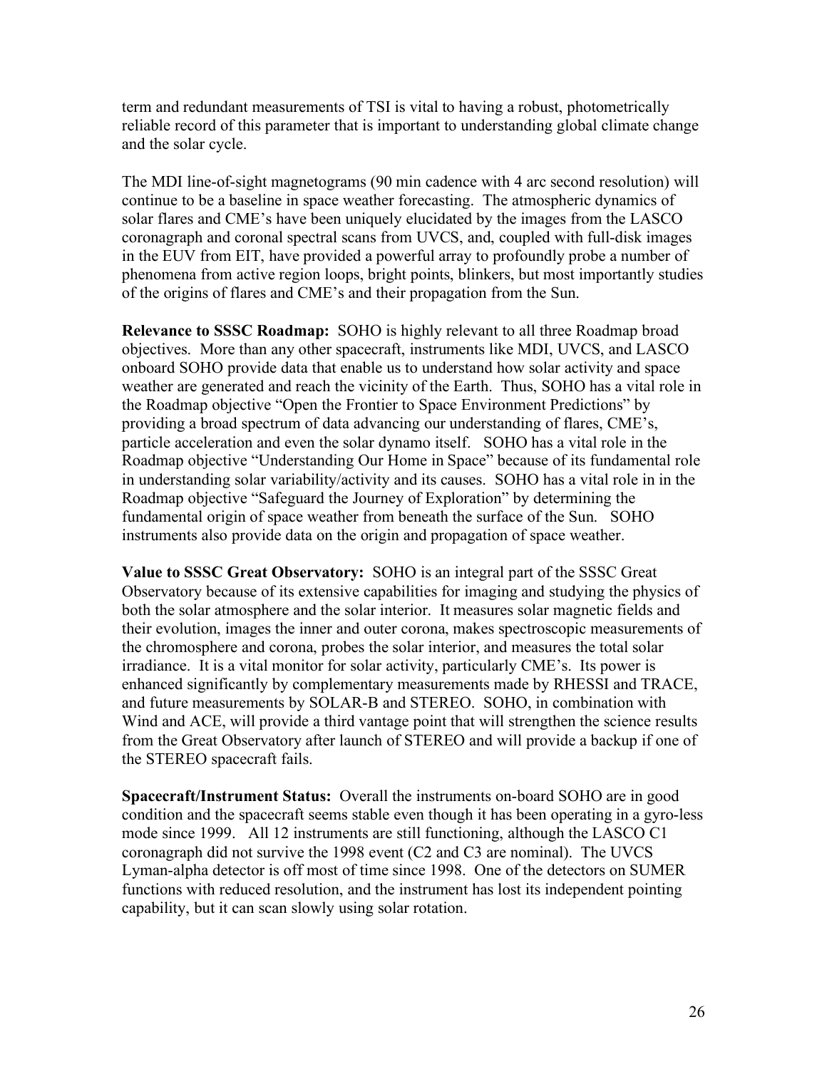term and redundant measurements of TSI is vital to having a robust, photometrically reliable record of this parameter that is important to understanding global climate change and the solar cycle.

The MDI line-of-sight magnetograms (90 min cadence with 4 arc second resolution) will continue to be a baseline in space weather forecasting. The atmospheric dynamics of solar flares and CME's have been uniquely elucidated by the images from the LASCO coronagraph and coronal spectral scans from UVCS, and, coupled with full-disk images in the EUV from EIT, have provided a powerful array to profoundly probe a number of phenomena from active region loops, bright points, blinkers, but most importantly studies of the origins of flares and CME's and their propagation from the Sun.

**Relevance to SSSC Roadmap:** SOHO is highly relevant to all three Roadmap broad objectives. More than any other spacecraft, instruments like MDI, UVCS, and LASCO onboard SOHO provide data that enable us to understand how solar activity and space weather are generated and reach the vicinity of the Earth. Thus, SOHO has a vital role in the Roadmap objective "Open the Frontier to Space Environment Predictions" by providing a broad spectrum of data advancing our understanding of flares, CME's, particle acceleration and even the solar dynamo itself. SOHO has a vital role in the Roadmap objective "Understanding Our Home in Space" because of its fundamental role in understanding solar variability/activity and its causes. SOHO has a vital role in in the Roadmap objective "Safeguard the Journey of Exploration" by determining the fundamental origin of space weather from beneath the surface of the Sun. SOHO instruments also provide data on the origin and propagation of space weather.

**Value to SSSC Great Observatory:** SOHO is an integral part of the SSSC Great Observatory because of its extensive capabilities for imaging and studying the physics of both the solar atmosphere and the solar interior. It measures solar magnetic fields and their evolution, images the inner and outer corona, makes spectroscopic measurements of the chromosphere and corona, probes the solar interior, and measures the total solar irradiance. It is a vital monitor for solar activity, particularly CME's. Its power is enhanced significantly by complementary measurements made by RHESSI and TRACE, and future measurements by SOLAR-B and STEREO. SOHO, in combination with Wind and ACE, will provide a third vantage point that will strengthen the science results from the Great Observatory after launch of STEREO and will provide a backup if one of the STEREO spacecraft fails.

**Spacecraft/Instrument Status:** Overall the instruments on-board SOHO are in good condition and the spacecraft seems stable even though it has been operating in a gyro-less mode since 1999. All 12 instruments are still functioning, although the LASCO C1 coronagraph did not survive the 1998 event (C2 and C3 are nominal). The UVCS Lyman-alpha detector is off most of time since 1998. One of the detectors on SUMER functions with reduced resolution, and the instrument has lost its independent pointing capability, but it can scan slowly using solar rotation.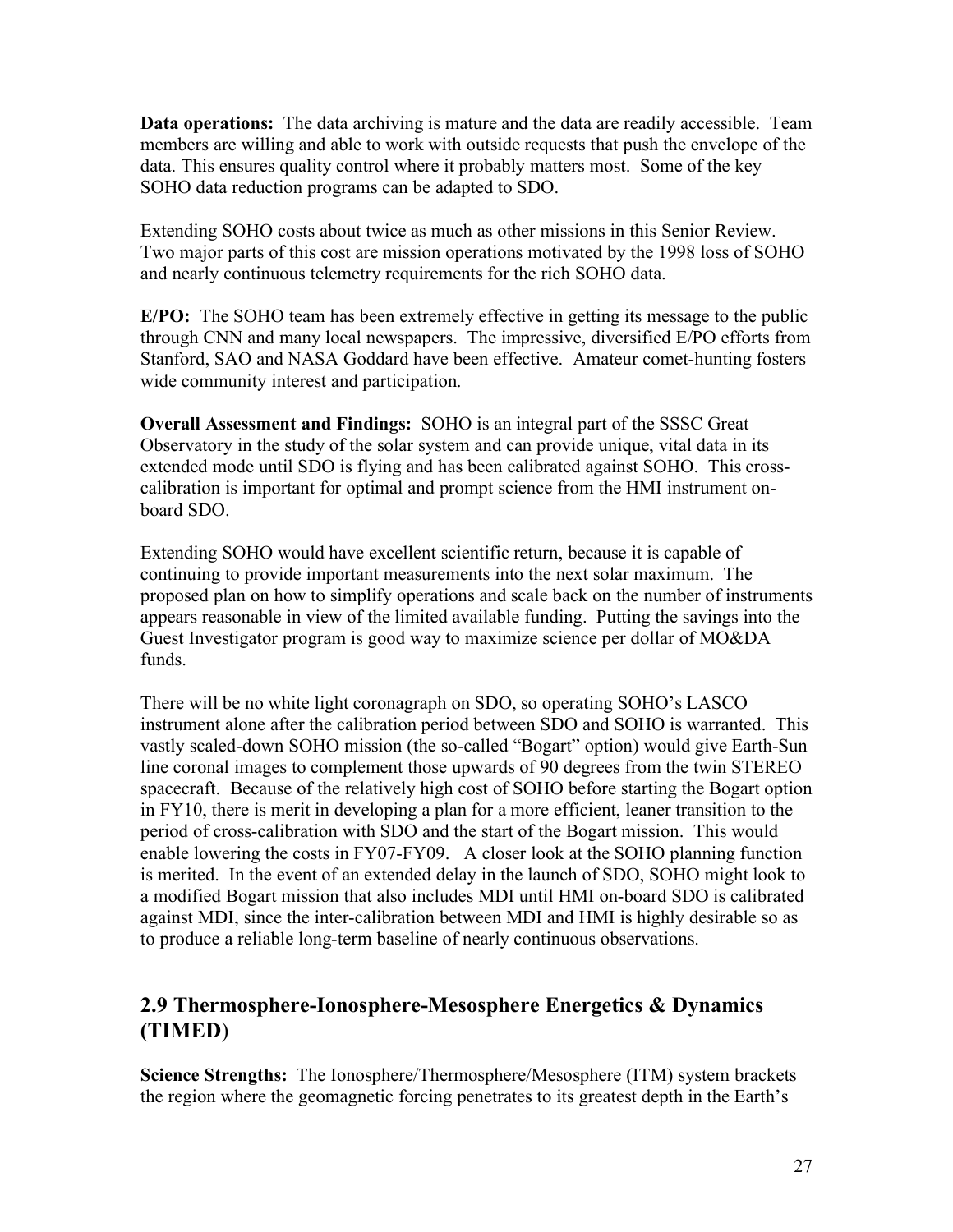**Data operations:** The data archiving is mature and the data are readily accessible. Team members are willing and able to work with outside requests that push the envelope of the data. This ensures quality control where it probably matters most. Some of the key SOHO data reduction programs can be adapted to SDO.

Extending SOHO costs about twice as much as other missions in this Senior Review. Two major parts of this cost are mission operations motivated by the 1998 loss of SOHO and nearly continuous telemetry requirements for the rich SOHO data.

**E/PO:** The SOHO team has been extremely effective in getting its message to the public through CNN and many local newspapers. The impressive, diversified E/PO efforts from Stanford, SAO and NASA Goddard have been effective. Amateur comet-hunting fosters wide community interest and participation.

**Overall Assessment and Findings:** SOHO is an integral part of the SSSC Great Observatory in the study of the solar system and can provide unique, vital data in its extended mode until SDO is flying and has been calibrated against SOHO. This cross-calibration is important for optimal and prompt science from the HMI instrument on-board SDO.

Extending SOHO would have excellent scientific return, because it is capable of continuing to provide important measurements into the next solar maximum. The proposed plan on how to simplify operations and scale back on the number of instruments appears reasonable in view of the limited available funding. Putting the savings into the Guest Investigator program is good way to maximize science per dollar of MO&DA funds.

There will be no white light coronagraph on SDO, so operating SOHO's LASCO instrument alone after the calibration period between SDO and SOHO is warranted. This vastly scaled-down SOHO mission (the so-called "Bogart" option) would give Earth-Sun line coronal images to complement those upwards of 90 degrees from the twin STEREO spacecraft. Because of the relatively high cost of SOHO before starting the Bogart option in FY10, there is merit in developing a plan for a more efficient, leaner transition to the period of cross-calibration with SDO and the start of the Bogart mission. This would enable lowering the costs in FY07-FY09. A closer look at the SOHO planning function is merited. In the event of an extended delay in the launch of SDO, SOHO might look to a modified Bogart mission that also includes MDI until HMI on-board SDO is calibrated against MDI, since the inter-calibration between MDI and HMI is highly desirable so as to produce a reliable long-term baseline of nearly continuous observations.

## 2.9 Thermosphere-Ionosphere-Mesosphere Energetics & Dynamics (TIMED)

**Science Strengths:** The Ionosphere/Thermosphere/Mesosphere (ITM) system brackets the region where the geomagnetic forcing penetrates to its greatest depth in the Earth's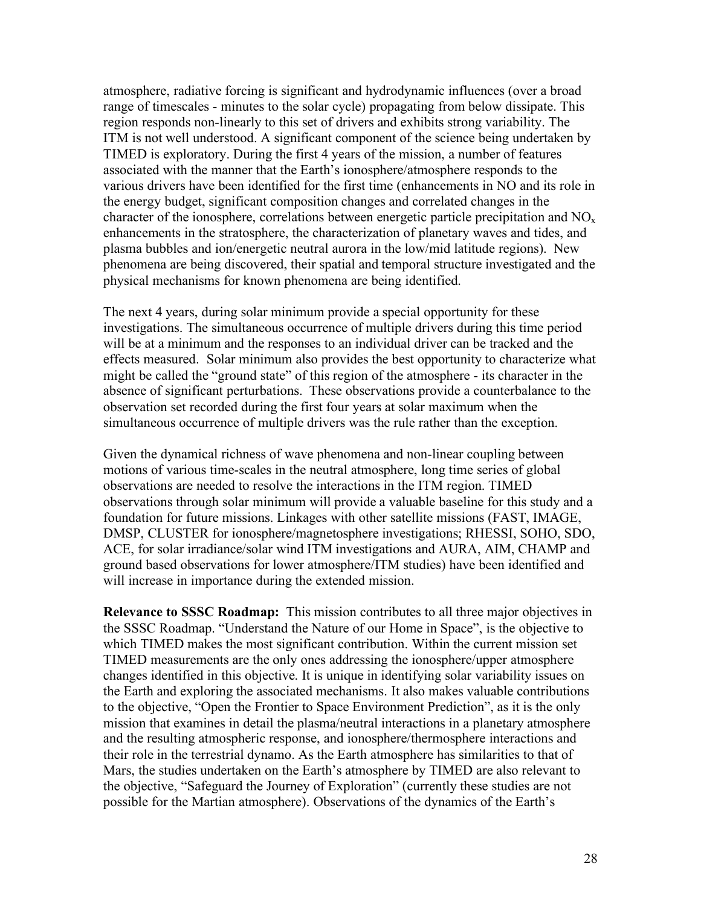atmosphere, radiative forcing is significant and hydrodynamic influences (over a broad range of timescales - minutes to the solar cycle) propagating from below dissipate. This region responds non-linearly to this set of drivers and exhibits strong variability. The ITM is not well understood. A significant component of the science being undertaken by TIMED is exploratory. During the first 4 years of the mission, a number of features associated with the manner that the Earth's ionosphere/atmosphere responds to the various drivers have been identified for the first time (enhancements in NO and its role in the energy budget, significant composition changes and correlated changes in the character of the ionosphere, correlations between energetic particle precipitation and $NO_x$ enhancements in the stratosphere, the characterization of planetary waves and tides, and plasma bubbles and ion/energetic neutral aurora in the low/mid latitude regions). New phenomena are being discovered, their spatial and temporal structure investigated and the physical mechanisms for known phenomena are being identified.

The next 4 years, during solar minimum provide a special opportunity for these investigations. The simultaneous occurrence of multiple drivers during this time period will be at a minimum and the responses to an individual driver can be tracked and the effects measured. Solar minimum also provides the best opportunity to characterize what might be called the "ground state" of this region of the atmosphere - its character in the absence of significant perturbations. These observations provide a counterbalance to the observation set recorded during the first four years at solar maximum when the simultaneous occurrence of multiple drivers was the rule rather than the exception.

Given the dynamical richness of wave phenomena and non-linear coupling between motions of various time-scales in the neutral atmosphere, long time series of global observations are needed to resolve the interactions in the ITM region. TIMED observations through solar minimum will provide a valuable baseline for this study and a foundation for future missions. Linkages with other satellite missions (FAST, IMAGE, DMSP, CLUSTER for ionosphere/magnetosphere investigations; RHESSI, SOHO, SDO, ACE, for solar irradiance/solar wind ITM investigations and AURA, AIM, CHAMP and ground based observations for lower atmosphere/ITM studies) have been identified and will increase in importance during the extended mission.

**Relevance to SSSC Roadmap:** This mission contributes to all three major objectives in the SSSC Roadmap. "Understand the Nature of our Home in Space", is the objective to which TIMED makes the most significant contribution. Within the current mission set TIMED measurements are the only ones addressing the ionosphere/upper atmosphere changes identified in this objective. It is unique in identifying solar variability issues on the Earth and exploring the associated mechanisms. It also makes valuable contributions to the objective, "Open the Frontier to Space Environment Prediction", as it is the only mission that examines in detail the plasma/neutral interactions in a planetary atmosphere and the resulting atmospheric response, and ionosphere/thermosphere interactions and their role in the terrestrial dynamo. As the Earth atmosphere has similarities to that of Mars, the studies undertaken on the Earth's atmosphere by TIMED are also relevant to the objective, "Safeguard the Journey of Exploration" (currently these studies are not possible for the Martian atmosphere). Observations of the dynamics of the Earth's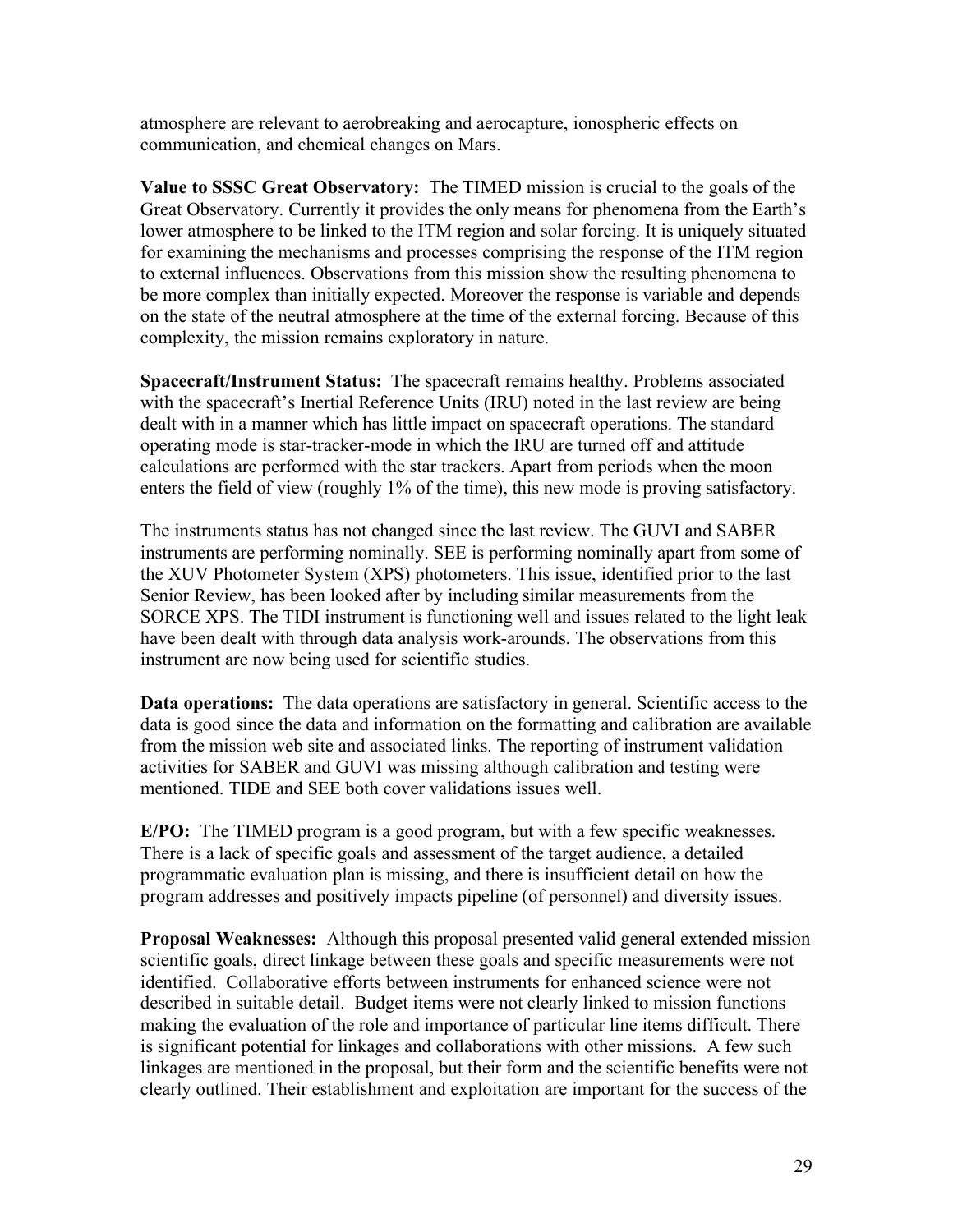atmosphere are relevant to aerobreaking and aerocapture, ionospheric effects on communication, and chemical changes on Mars.

**Value to SSSC Great Observatory:** The TIMED mission is crucial to the goals of the Great Observatory. Currently it provides the only means for phenomena from the Earth's lower atmosphere to be linked to the ITM region and solar forcing. It is uniquely situated for examining the mechanisms and processes comprising the response of the ITM region to external influences. Observations from this mission show the resulting phenomena to be more complex than initially expected. Moreover the response is variable and depends on the state of the neutral atmosphere at the time of the external forcing. Because of this complexity, the mission remains exploratory in nature.

**Spacecraft/Instrument Status:** The spacecraft remains healthy. Problems associated with the spacecraft's Inertial Reference Units (IRU) noted in the last review are being dealt with in a manner which has little impact on spacecraft operations. The standard operating mode is star-tracker-mode in which the IRU are turned off and attitude calculations are performed with the star trackers. Apart from periods when the moon enters the field of view (roughly 1% of the time), this new mode is proving satisfactory.

The instruments status has not changed since the last review. The GUVI and SABER instruments are performing nominally. SEE is performing nominally apart from some of the XUV Photometer System (XPS) photometers. This issue, identified prior to the last Senior Review, has been looked after by including similar measurements from the SORCE XPS. The TIDI instrument is functioning well and issues related to the light leak have been dealt with through data analysis work-arounds. The observations from this instrument are now being used for scientific studies.

**Data operations:** The data operations are satisfactory in general. Scientific access to the data is good since the data and information on the formatting and calibration are available from the mission web site and associated links. The reporting of instrument validation activities for SABER and GUVI was missing although calibration and testing were mentioned. TIDE and SEE both cover validations issues well.

**E/PO:** The TIMED program is a good program, but with a few specific weaknesses. There is a lack of specific goals and assessment of the target audience, a detailed programmatic evaluation plan is missing, and there is insufficient detail on how the program addresses and positively impacts pipeline (of personnel) and diversity issues.

**Proposal Weaknesses:** Although this proposal presented valid general extended mission scientific goals, direct linkage between these goals and specific measurements were not identified. Collaborative efforts between instruments for enhanced science were not described in suitable detail. Budget items were not clearly linked to mission functions making the evaluation of the role and importance of particular line items difficult. There is significant potential for linkages and collaborations with other missions. A few such linkages are mentioned in the proposal, but their form and the scientific benefits were not clearly outlined. Their establishment and exploitation are important for the success of the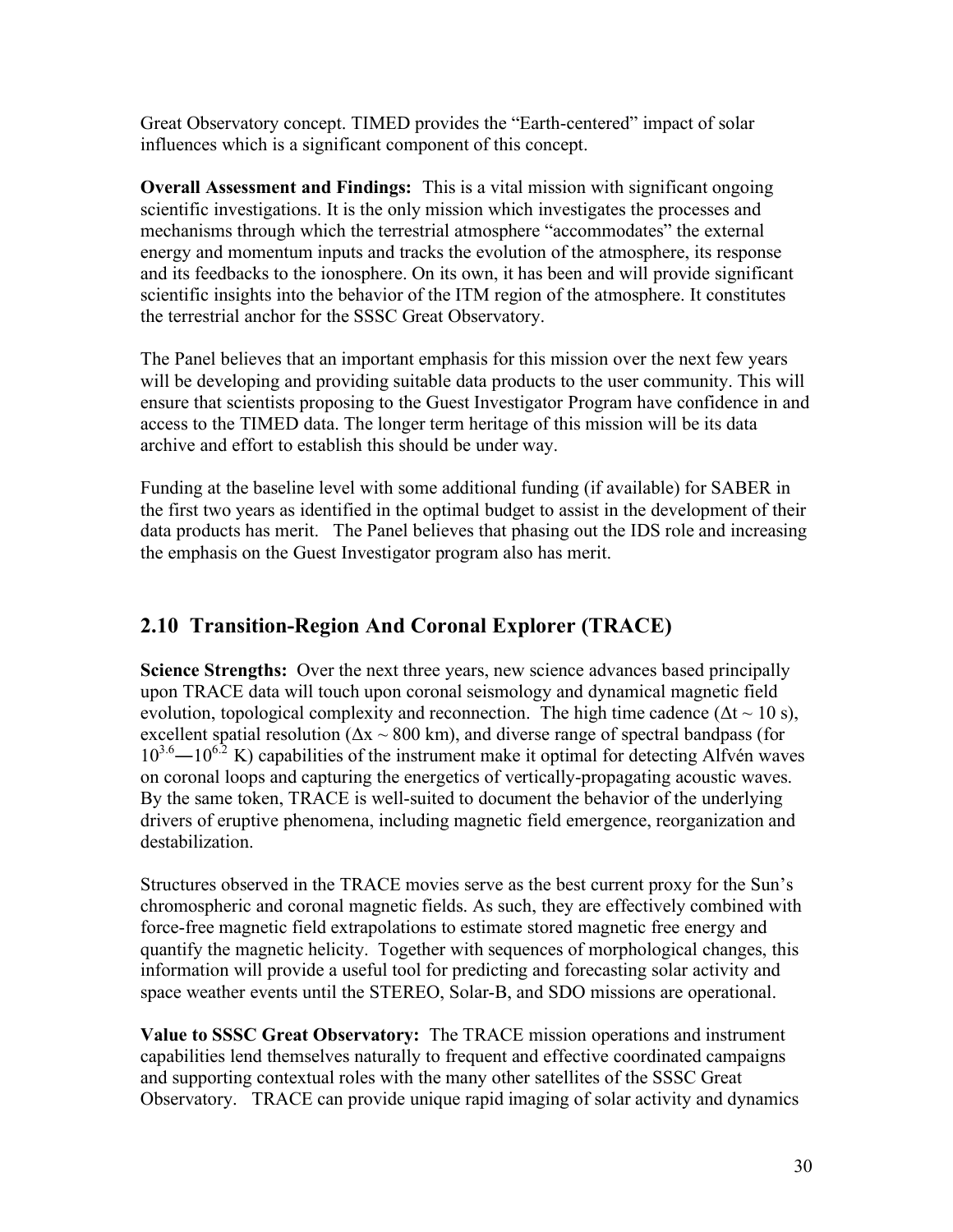Great Observatory concept. TIMED provides the "Earth-centered" impact of solar influences which is a significant component of this concept.

**Overall Assessment and Findings:** This is a vital mission with significant ongoing scientific investigations. It is the only mission which investigates the processes and mechanisms through which the terrestrial atmosphere "accommodates" the external energy and momentum inputs and tracks the evolution of the atmosphere, its response and its feedbacks to the ionosphere. On its own, it has been and will provide significant scientific insights into the behavior of the ITM region of the atmosphere. It constitutes the terrestrial anchor for the SSSC Great Observatory.

The Panel believes that an important emphasis for this mission over the next few years will be developing and providing suitable data products to the user community. This will ensure that scientists proposing to the Guest Investigator Program have confidence in and access to the TIMED data. The longer term heritage of this mission will be its data archive and effort to establish this should be under way.

Funding at the baseline level with some additional funding (if available) for SABER in the first two years as identified in the optimal budget to assist in the development of their data products has merit. The Panel believes that phasing out the IDS role and increasing the emphasis on the Guest Investigator program also has merit.

## 2.10 Transition-Region And Coronal Explorer (TRACE)

**Science Strengths:** Over the next three years, new science advances based principally upon TRACE data will touch upon coronal seismology and dynamical magnetic field evolution, topological complexity and reconnection. The high time cadence ($\Delta t \sim 10$ s), excellent spatial resolution ($\Delta x \sim 800$ km), and diverse range of spectral bandpass (for $10^{3.6}$—$10^{6.2}$ K) capabilities of the instrument make it optimal for detecting Alfvén waves on coronal loops and capturing the energetics of vertically-propagating acoustic waves. By the same token, TRACE is well-suited to document the behavior of the underlying drivers of eruptive phenomena, including magnetic field emergence, reorganization and destabilization.

Structures observed in the TRACE movies serve as the best current proxy for the Sun's chromospheric and coronal magnetic fields. As such, they are effectively combined with force-free magnetic field extrapolations to estimate stored magnetic free energy and quantify the magnetic helicity. Together with sequences of morphological changes, this information will provide a useful tool for predicting and forecasting solar activity and space weather events until the STEREO, Solar-B, and SDO missions are operational.

**Value to SSSC Great Observatory:** The TRACE mission operations and instrument capabilities lend themselves naturally to frequent and effective coordinated campaigns and supporting contextual roles with the many other satellites of the SSSC Great Observatory. TRACE can provide unique rapid imaging of solar activity and dynamics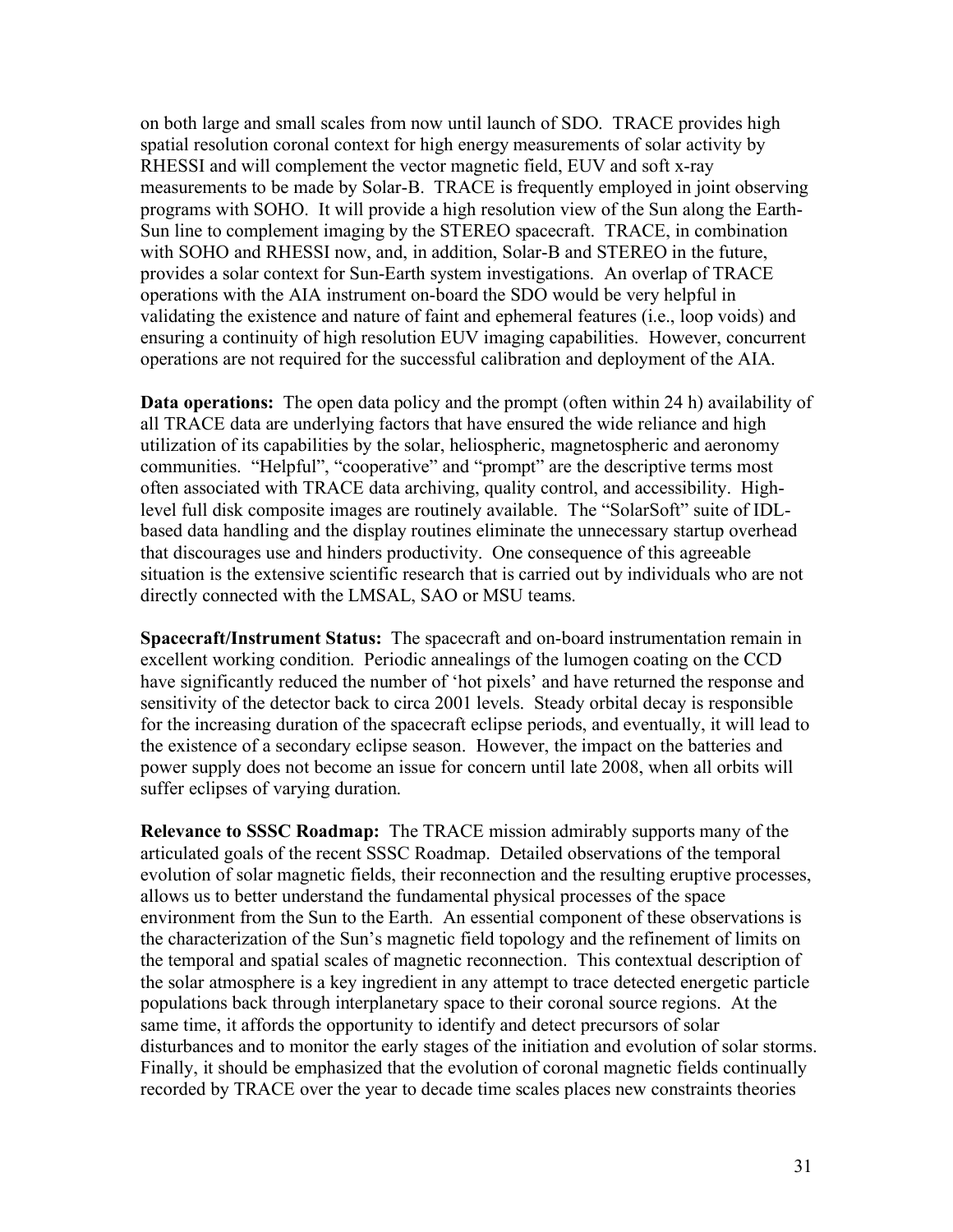on both large and small scales from now until launch of SDO. TRACE provides high spatial resolution coronal context for high energy measurements of solar activity by RHESSI and will complement the vector magnetic field, EUV and soft x-ray measurements to be made by Solar-B. TRACE is frequently employed in joint observing programs with SOHO. It will provide a high resolution view of the Sun along the Earth-Sun line to complement imaging by the STEREO spacecraft. TRACE, in combination with SOHO and RHESSI now, and, in addition, Solar-B and STEREO in the future, provides a solar context for Sun-Earth system investigations. An overlap of TRACE operations with the AIA instrument on-board the SDO would be very helpful in validating the existence and nature of faint and ephemeral features (i.e., loop voids) and ensuring a continuity of high resolution EUV imaging capabilities. However, concurrent operations are not required for the successful calibration and deployment of the AIA.

**Data operations:** The open data policy and the prompt (often within 24 h) availability of all TRACE data are underlying factors that have ensured the wide reliance and high utilization of its capabilities by the solar, heliospheric, magnetospheric and aeronomy communities. "Helpful", "cooperative" and "prompt" are the descriptive terms most often associated with TRACE data archiving, quality control, and accessibility. High-level full disk composite images are routinely available. The "SolarSoft" suite of IDL-based data handling and the display routines eliminate the unnecessary startup overhead that discourages use and hinders productivity. One consequence of this agreeable situation is the extensive scientific research that is carried out by individuals who are not directly connected with the LMSAL, SAO or MSU teams.

**Spacecraft/Instrument Status:** The spacecraft and on-board instrumentation remain in excellent working condition. Periodic annealings of the lumogen coating on the CCD have significantly reduced the number of 'hot pixels' and have returned the response and sensitivity of the detector back to circa 2001 levels. Steady orbital decay is responsible for the increasing duration of the spacecraft eclipse periods, and eventually, it will lead to the existence of a secondary eclipse season. However, the impact on the batteries and power supply does not become an issue for concern until late 2008, when all orbits will suffer eclipses of varying duration.

**Relevance to SSSC Roadmap:** The TRACE mission admirably supports many of the articulated goals of the recent SSSC Roadmap. Detailed observations of the temporal evolution of solar magnetic fields, their reconnection and the resulting eruptive processes, allows us to better understand the fundamental physical processes of the space environment from the Sun to the Earth. An essential component of these observations is the characterization of the Sun's magnetic field topology and the refinement of limits on the temporal and spatial scales of magnetic reconnection. This contextual description of the solar atmosphere is a key ingredient in any attempt to trace detected energetic particle populations back through interplanetary space to their coronal source regions. At the same time, it affords the opportunity to identify and detect precursors of solar disturbances and to monitor the early stages of the initiation and evolution of solar storms. Finally, it should be emphasized that the evolution of coronal magnetic fields continually recorded by TRACE over the year to decade time scales places new constraints theories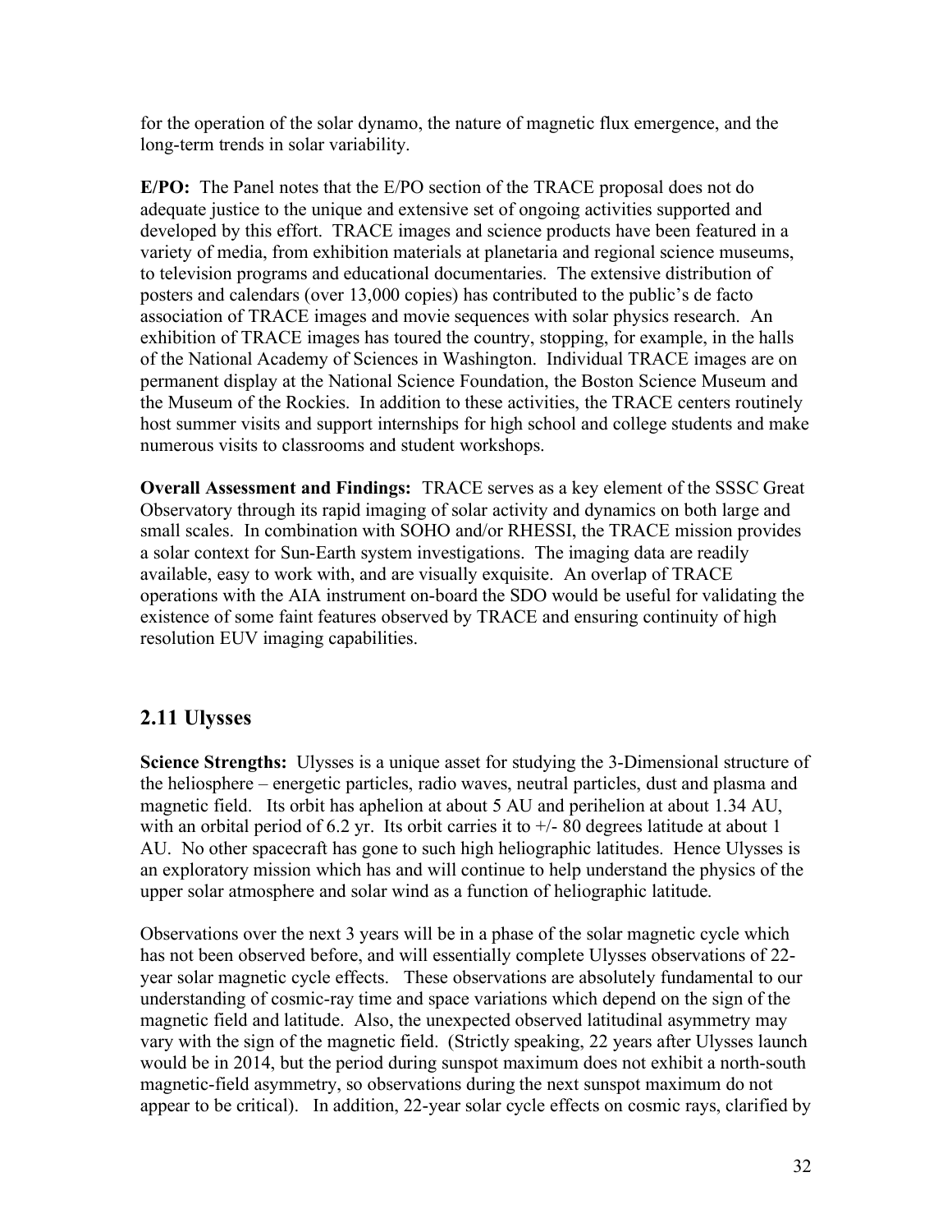for the operation of the solar dynamo, the nature of magnetic flux emergence, and the long-term trends in solar variability.

**E/PO:** The Panel notes that the E/PO section of the TRACE proposal does not do adequate justice to the unique and extensive set of ongoing activities supported and developed by this effort. TRACE images and science products have been featured in a variety of media, from exhibition materials at planetaria and regional science museums, to television programs and educational documentaries. The extensive distribution of posters and calendars (over 13,000 copies) has contributed to the public's de facto association of TRACE images and movie sequences with solar physics research. An exhibition of TRACE images has toured the country, stopping, for example, in the halls of the National Academy of Sciences in Washington. Individual TRACE images are on permanent display at the National Science Foundation, the Boston Science Museum and the Museum of the Rockies. In addition to these activities, the TRACE centers routinely host summer visits and support internships for high school and college students and make numerous visits to classrooms and student workshops.

**Overall Assessment and Findings:** TRACE serves as a key element of the SSSC Great Observatory through its rapid imaging of solar activity and dynamics on both large and small scales. In combination with SOHO and/or RHESSI, the TRACE mission provides a solar context for Sun-Earth system investigations. The imaging data are readily available, easy to work with, and are visually exquisite. An overlap of TRACE operations with the AIA instrument on-board the SDO would be useful for validating the existence of some faint features observed by TRACE and ensuring continuity of high resolution EUV imaging capabilities.

## 2.11 Ulysses

**Science Strengths:** Ulysses is a unique asset for studying the 3-Dimensional structure of the heliosphere – energetic particles, radio waves, neutral particles, dust and plasma and magnetic field. Its orbit has aphelion at about 5 AU and perihelion at about 1.34 AU, with an orbital period of 6.2 yr. Its orbit carries it to +/- 80 degrees latitude at about 1 AU. No other spacecraft has gone to such high heliographic latitudes. Hence Ulysses is an exploratory mission which has and will continue to help understand the physics of the upper solar atmosphere and solar wind as a function of heliographic latitude.

Observations over the next 3 years will be in a phase of the solar magnetic cycle which has not been observed before, and will essentially complete Ulysses observations of 22-year solar magnetic cycle effects. These observations are absolutely fundamental to our understanding of cosmic-ray time and space variations which depend on the sign of the magnetic field and latitude. Also, the unexpected observed latitudinal asymmetry may vary with the sign of the magnetic field. (Strictly speaking, 22 years after Ulysses launch would be in 2014, but the period during sunspot maximum does not exhibit a north-south magnetic-field asymmetry, so observations during the next sunspot maximum do not appear to be critical). In addition, 22-year solar cycle effects on cosmic rays, clarified by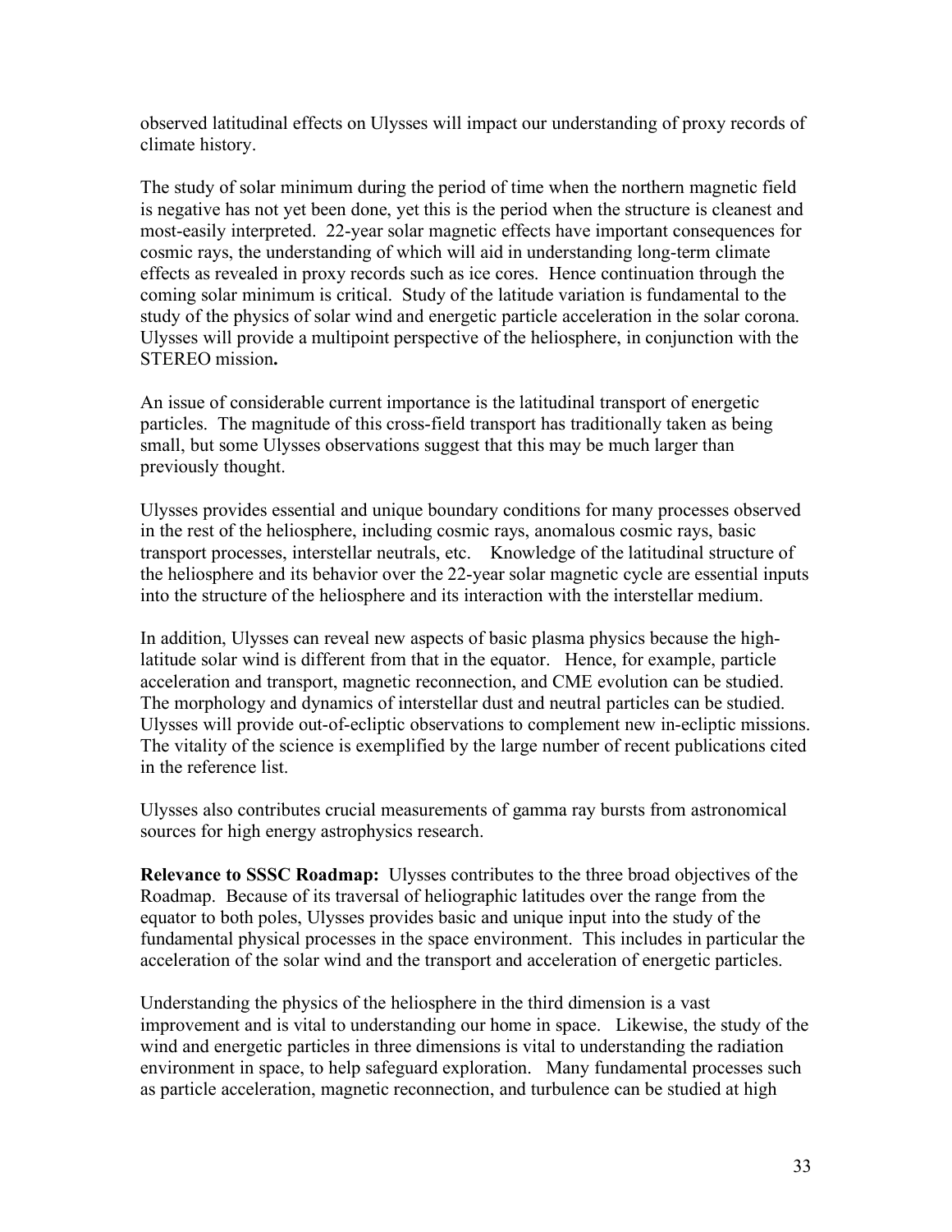observed latitudinal effects on Ulysses will impact our understanding of proxy records of climate history.

The study of solar minimum during the period of time when the northern magnetic field is negative has not yet been done, yet this is the period when the structure is cleanest and most-easily interpreted. 22-year solar magnetic effects have important consequences for cosmic rays, the understanding of which will aid in understanding long-term climate effects as revealed in proxy records such as ice cores. Hence continuation through the coming solar minimum is critical. Study of the latitude variation is fundamental to the study of the physics of solar wind and energetic particle acceleration in the solar corona. Ulysses will provide a multipoint perspective of the heliosphere, in conjunction with the STEREO mission**.**

An issue of considerable current importance is the latitudinal transport of energetic particles. The magnitude of this cross-field transport has traditionally taken as being small, but some Ulysses observations suggest that this may be much larger than previously thought.

Ulysses provides essential and unique boundary conditions for many processes observed in the rest of the heliosphere, including cosmic rays, anomalous cosmic rays, basic transport processes, interstellar neutrals, etc. Knowledge of the latitudinal structure of the heliosphere and its behavior over the 22-year solar magnetic cycle are essential inputs into the structure of the heliosphere and its interaction with the interstellar medium.

In addition, Ulysses can reveal new aspects of basic plasma physics because the high-latitude solar wind is different from that in the equator. Hence, for example, particle acceleration and transport, magnetic reconnection, and CME evolution can be studied. The morphology and dynamics of interstellar dust and neutral particles can be studied. Ulysses will provide out-of-ecliptic observations to complement new in-ecliptic missions. The vitality of the science is exemplified by the large number of recent publications cited in the reference list.

Ulysses also contributes crucial measurements of gamma ray bursts from astronomical sources for high energy astrophysics research.

**Relevance to SSSC Roadmap:** Ulysses contributes to the three broad objectives of the Roadmap. Because of its traversal of heliographic latitudes over the range from the equator to both poles, Ulysses provides basic and unique input into the study of the fundamental physical processes in the space environment. This includes in particular the acceleration of the solar wind and the transport and acceleration of energetic particles.

Understanding the physics of the heliosphere in the third dimension is a vast improvement and is vital to understanding our home in space. Likewise, the study of the wind and energetic particles in three dimensions is vital to understanding the radiation environment in space, to help safeguard exploration. Many fundamental processes such as particle acceleration, magnetic reconnection, and turbulence can be studied at high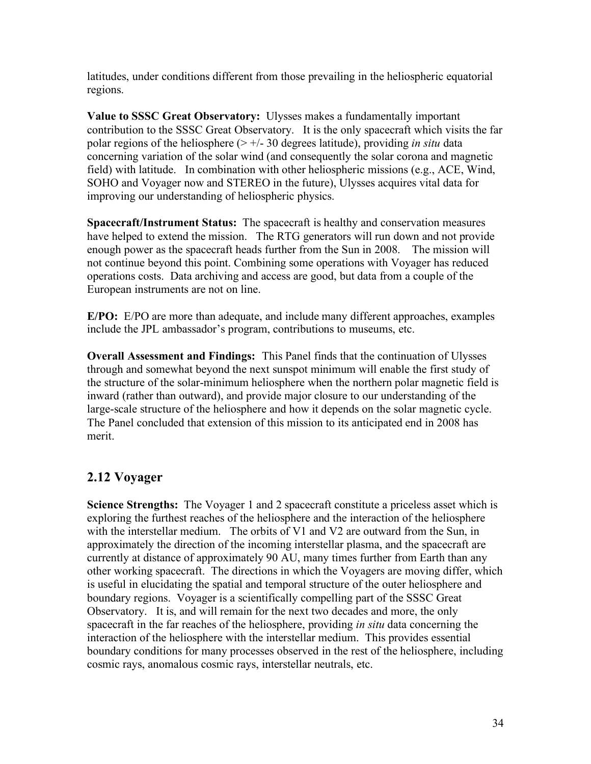latitudes, under conditions different from those prevailing in the heliospheric equatorial regions.

**Value to SSSC Great Observatory:** Ulysses makes a fundamentally important contribution to the SSSC Great Observatory. It is the only spacecraft which visits the far polar regions of the heliosphere (> +/- 30 degrees latitude), providing *in situ* data concerning variation of the solar wind (and consequently the solar corona and magnetic field) with latitude. In combination with other heliospheric missions (e.g., ACE, Wind, SOHO and Voyager now and STEREO in the future), Ulysses acquires vital data for improving our understanding of heliospheric physics.

**Spacecraft/Instrument Status:** The spacecraft is healthy and conservation measures have helped to extend the mission. The RTG generators will run down and not provide enough power as the spacecraft heads further from the Sun in 2008. The mission will not continue beyond this point. Combining some operations with Voyager has reduced operations costs. Data archiving and access are good, but data from a couple of the European instruments are not on line.

**E/PO:** E/PO are more than adequate, and include many different approaches, examples include the JPL ambassador's program, contributions to museums, etc.

**Overall Assessment and Findings:** This Panel finds that the continuation of Ulysses through and somewhat beyond the next sunspot minimum will enable the first study of the structure of the solar-minimum heliosphere when the northern polar magnetic field is inward (rather than outward), and provide major closure to our understanding of the large-scale structure of the heliosphere and how it depends on the solar magnetic cycle. The Panel concluded that extension of this mission to its anticipated end in 2008 has merit.

## 2.12 Voyager

**Science Strengths:** The Voyager 1 and 2 spacecraft constitute a priceless asset which is exploring the furthest reaches of the heliosphere and the interaction of the heliosphere with the interstellar medium. The orbits of V1 and V2 are outward from the Sun, in approximately the direction of the incoming interstellar plasma, and the spacecraft are currently at distance of approximately 90 AU, many times further from Earth than any other working spacecraft. The directions in which the Voyagers are moving differ, which is useful in elucidating the spatial and temporal structure of the outer heliosphere and boundary regions. Voyager is a scientifically compelling part of the SSSC Great Observatory. It is, and will remain for the next two decades and more, the only spacecraft in the far reaches of the heliosphere, providing *in situ* data concerning the interaction of the heliosphere with the interstellar medium. This provides essential boundary conditions for many processes observed in the rest of the heliosphere, including cosmic rays, anomalous cosmic rays, interstellar neutrals, etc.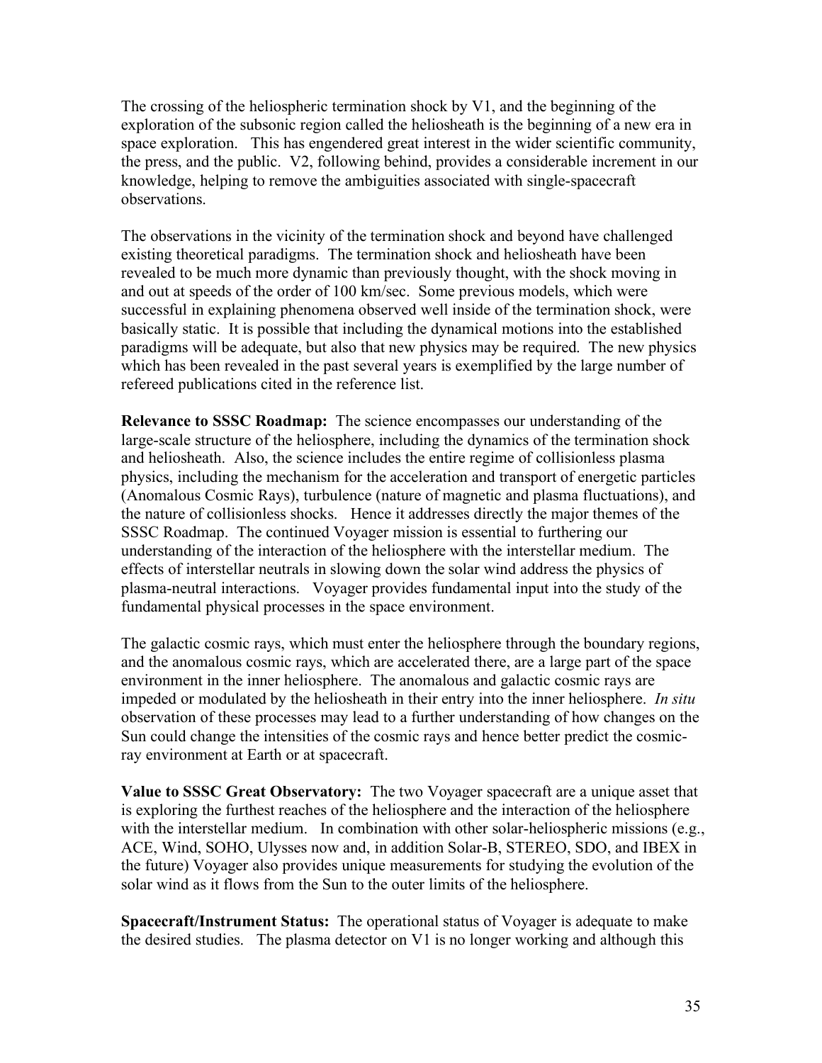The crossing of the heliospheric termination shock by V1, and the beginning of the exploration of the subsonic region called the heliosheath is the beginning of a new era in space exploration. This has engendered great interest in the wider scientific community, the press, and the public. V2, following behind, provides a considerable increment in our knowledge, helping to remove the ambiguities associated with single-spacecraft observations.

The observations in the vicinity of the termination shock and beyond have challenged existing theoretical paradigms. The termination shock and heliosheath have been revealed to be much more dynamic than previously thought, with the shock moving in and out at speeds of the order of 100 km/sec. Some previous models, which were successful in explaining phenomena observed well inside of the termination shock, were basically static. It is possible that including the dynamical motions into the established paradigms will be adequate, but also that new physics may be required. The new physics which has been revealed in the past several years is exemplified by the large number of refereed publications cited in the reference list.

**Relevance to SSSC Roadmap:** The science encompasses our understanding of the large-scale structure of the heliosphere, including the dynamics of the termination shock and heliosheath. Also, the science includes the entire regime of collisionless plasma physics, including the mechanism for the acceleration and transport of energetic particles (Anomalous Cosmic Rays), turbulence (nature of magnetic and plasma fluctuations), and the nature of collisionless shocks. Hence it addresses directly the major themes of the SSSC Roadmap. The continued Voyager mission is essential to furthering our understanding of the interaction of the heliosphere with the interstellar medium. The effects of interstellar neutrals in slowing down the solar wind address the physics of plasma-neutral interactions. Voyager provides fundamental input into the study of the fundamental physical processes in the space environment.

The galactic cosmic rays, which must enter the heliosphere through the boundary regions, and the anomalous cosmic rays, which are accelerated there, are a large part of the space environment in the inner heliosphere. The anomalous and galactic cosmic rays are impeded or modulated by the heliosheath in their entry into the inner heliosphere. *In situ* observation of these processes may lead to a further understanding of how changes on the Sun could change the intensities of the cosmic rays and hence better predict the cosmic-ray environment at Earth or at spacecraft.

**Value to SSSC Great Observatory:** The two Voyager spacecraft are a unique asset that is exploring the furthest reaches of the heliosphere and the interaction of the heliosphere with the interstellar medium. In combination with other solar-heliospheric missions (e.g., ACE, Wind, SOHO, Ulysses now and, in addition Solar-B, STEREO, SDO, and IBEX in the future) Voyager also provides unique measurements for studying the evolution of the solar wind as it flows from the Sun to the outer limits of the heliosphere.

**Spacecraft/Instrument Status:** The operational status of Voyager is adequate to make the desired studies. The plasma detector on V1 is no longer working and although this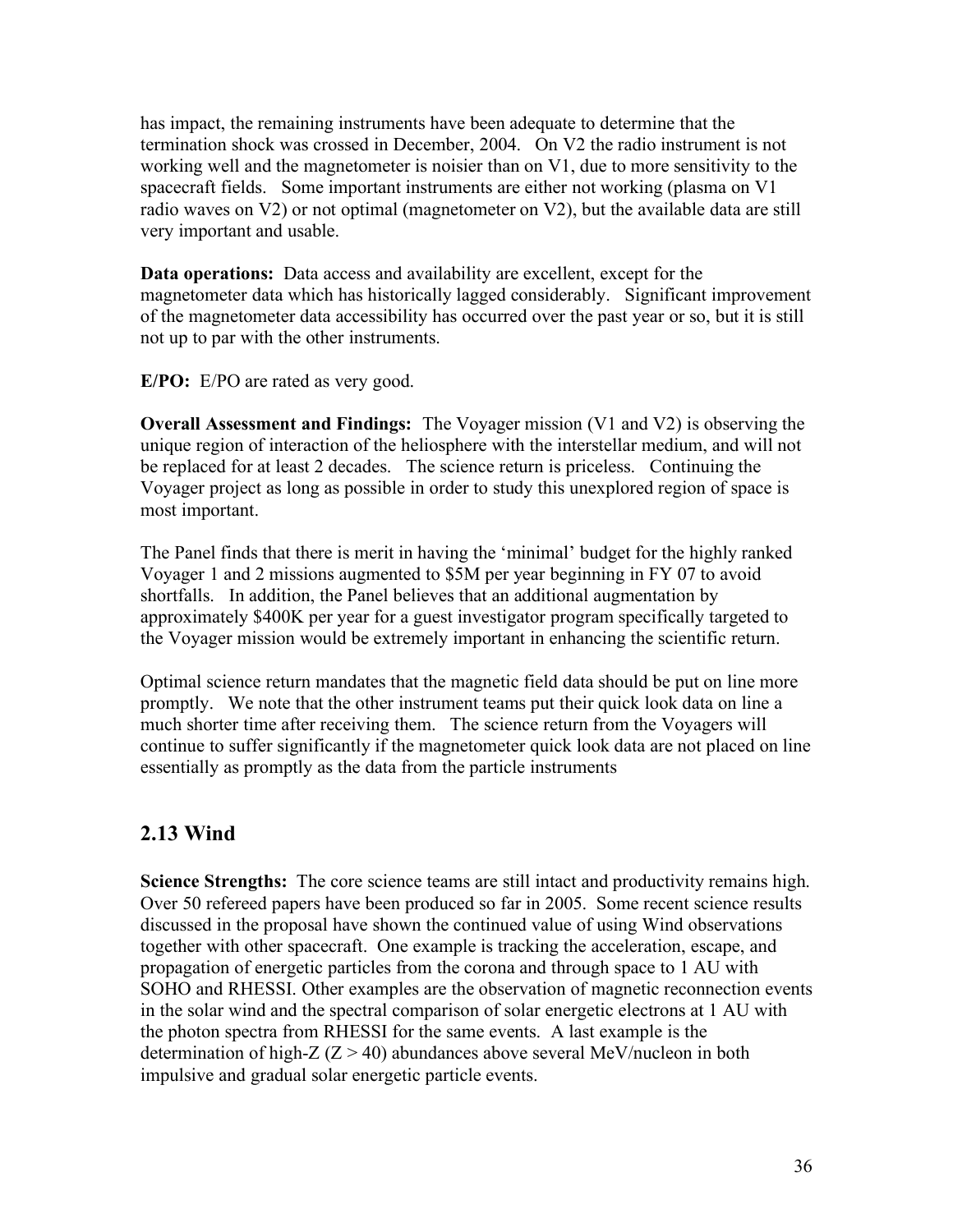has impact, the remaining instruments have been adequate to determine that the termination shock was crossed in December, 2004. On V2 the radio instrument is not working well and the magnetometer is noisier than on V1, due to more sensitivity to the spacecraft fields. Some important instruments are either not working (plasma on V1 radio waves on V2) or not optimal (magnetometer on V2), but the available data are still very important and usable.

**Data operations:** Data access and availability are excellent, except for the magnetometer data which has historically lagged considerably. Significant improvement of the magnetometer data accessibility has occurred over the past year or so, but it is still not up to par with the other instruments.

**E/PO:** E/PO are rated as very good.

**Overall Assessment and Findings:** The Voyager mission (V1 and V2) is observing the unique region of interaction of the heliosphere with the interstellar medium, and will not be replaced for at least 2 decades. The science return is priceless. Continuing the Voyager project as long as possible in order to study this unexplored region of space is most important.

The Panel finds that there is merit in having the 'minimal' budget for the highly ranked Voyager 1 and 2 missions augmented to $5M per year beginning in FY 07 to avoid shortfalls. In addition, the Panel believes that an additional augmentation by approximately $400K per year for a guest investigator program specifically targeted to the Voyager mission would be extremely important in enhancing the scientific return.

Optimal science return mandates that the magnetic field data should be put on line more promptly. We note that the other instrument teams put their quick look data on line a much shorter time after receiving them. The science return from the Voyagers will continue to suffer significantly if the magnetometer quick look data are not placed on line essentially as promptly as the data from the particle instruments

## 2.13 Wind

**Science Strengths:** The core science teams are still intact and productivity remains high. Over 50 refereed papers have been produced so far in 2005. Some recent science results discussed in the proposal have shown the continued value of using Wind observations together with other spacecraft. One example is tracking the acceleration, escape, and propagation of energetic particles from the corona and through space to 1 AU with SOHO and RHESSI. Other examples are the observation of magnetic reconnection events in the solar wind and the spectral comparison of solar energetic electrons at 1 AU with the photon spectra from RHESSI for the same events. A last example is the determination of high-Z ($Z > 40$) abundances above several MeV/nucleon in both impulsive and gradual solar energetic particle events.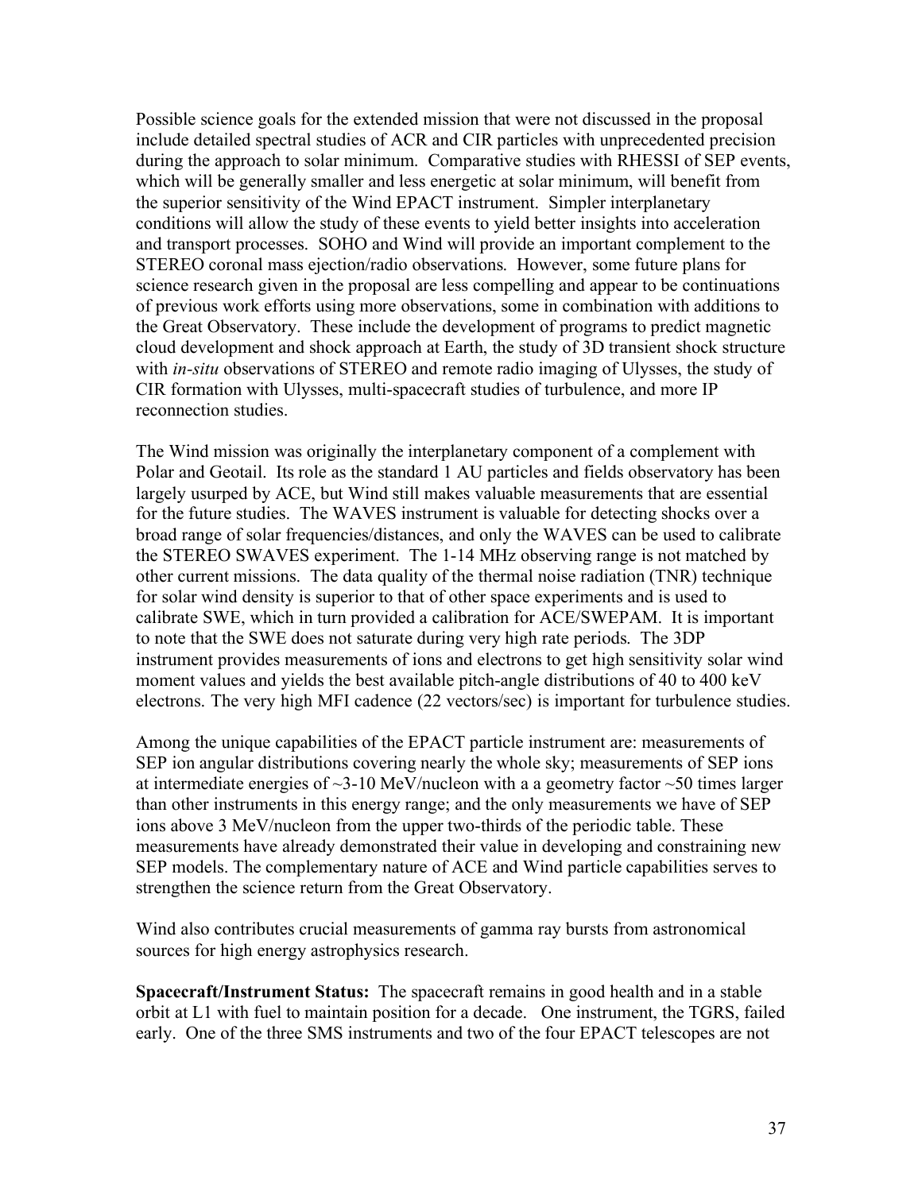Possible science goals for the extended mission that were not discussed in the proposal include detailed spectral studies of ACR and CIR particles with unprecedented precision during the approach to solar minimum. Comparative studies with RHESSI of SEP events, which will be generally smaller and less energetic at solar minimum, will benefit from the superior sensitivity of the Wind EPACT instrument. Simpler interplanetary conditions will allow the study of these events to yield better insights into acceleration and transport processes. SOHO and Wind will provide an important complement to the STEREO coronal mass ejection/radio observations. However, some future plans for science research given in the proposal are less compelling and appear to be continuations of previous work efforts using more observations, some in combination with additions to the Great Observatory. These include the development of programs to predict magnetic cloud development and shock approach at Earth, the study of 3D transient shock structure with *in-situ* observations of STEREO and remote radio imaging of Ulysses, the study of CIR formation with Ulysses, multi-spacecraft studies of turbulence, and more IP reconnection studies.

The Wind mission was originally the interplanetary component of a complement with Polar and Geotail. Its role as the standard 1 AU particles and fields observatory has been largely usurped by ACE, but Wind still makes valuable measurements that are essential for the future studies. The WAVES instrument is valuable for detecting shocks over a broad range of solar frequencies/distances, and only the WAVES can be used to calibrate the STEREO SWAVES experiment. The 1-14 MHz observing range is not matched by other current missions. The data quality of the thermal noise radiation (TNR) technique for solar wind density is superior to that of other space experiments and is used to calibrate SWE, which in turn provided a calibration for ACE/SWEPAM. It is important to note that the SWE does not saturate during very high rate periods. The 3DP instrument provides measurements of ions and electrons to get high sensitivity solar wind moment values and yields the best available pitch-angle distributions of 40 to 400 keV electrons. The very high MFI cadence (22 vectors/sec) is important for turbulence studies.

Among the unique capabilities of the EPACT particle instrument are: measurements of SEP ion angular distributions covering nearly the whole sky; measurements of SEP ions at intermediate energies of ~3-10 MeV/nucleon with a a geometry factor ~50 times larger than other instruments in this energy range; and the only measurements we have of SEP ions above 3 MeV/nucleon from the upper two-thirds of the periodic table. These measurements have already demonstrated their value in developing and constraining new SEP models. The complementary nature of ACE and Wind particle capabilities serves to strengthen the science return from the Great Observatory.

Wind also contributes crucial measurements of gamma ray bursts from astronomical sources for high energy astrophysics research.

**Spacecraft/Instrument Status:** The spacecraft remains in good health and in a stable orbit at L1 with fuel to maintain position for a decade. One instrument, the TGRS, failed early. One of the three SMS instruments and two of the four EPACT telescopes are not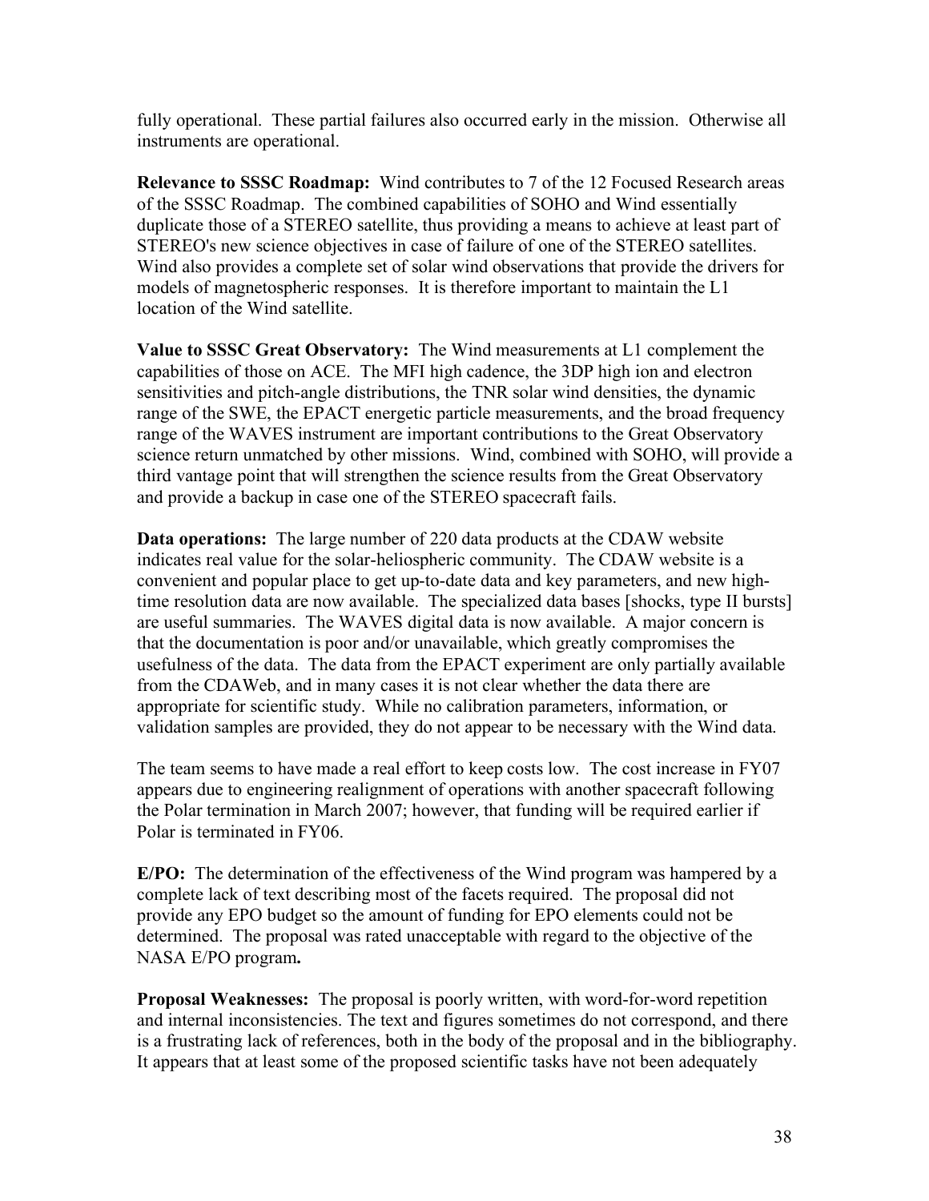fully operational. These partial failures also occurred early in the mission. Otherwise all instruments are operational.

**Relevance to SSSC Roadmap:** Wind contributes to 7 of the 12 Focused Research areas of the SSSC Roadmap. The combined capabilities of SOHO and Wind essentially duplicate those of a STEREO satellite, thus providing a means to achieve at least part of STEREO's new science objectives in case of failure of one of the STEREO satellites. Wind also provides a complete set of solar wind observations that provide the drivers for models of magnetospheric responses. It is therefore important to maintain the L1 location of the Wind satellite.

**Value to SSSC Great Observatory:** The Wind measurements at L1 complement the capabilities of those on ACE. The MFI high cadence, the 3DP high ion and electron sensitivities and pitch-angle distributions, the TNR solar wind densities, the dynamic range of the SWE, the EPACT energetic particle measurements, and the broad frequency range of the WAVES instrument are important contributions to the Great Observatory science return unmatched by other missions. Wind, combined with SOHO, will provide a third vantage point that will strengthen the science results from the Great Observatory and provide a backup in case one of the STEREO spacecraft fails.

**Data operations:** The large number of 220 data products at the CDAW website indicates real value for the solar-heliospheric community. The CDAW website is a convenient and popular place to get up-to-date data and key parameters, and new high-time resolution data are now available. The specialized data bases [shocks, type II bursts] are useful summaries. The WAVES digital data is now available. A major concern is that the documentation is poor and/or unavailable, which greatly compromises the usefulness of the data. The data from the EPACT experiment are only partially available from the CDAWeb, and in many cases it is not clear whether the data there are appropriate for scientific study. While no calibration parameters, information, or validation samples are provided, they do not appear to be necessary with the Wind data.

The team seems to have made a real effort to keep costs low. The cost increase in FY07 appears due to engineering realignment of operations with another spacecraft following the Polar termination in March 2007; however, that funding will be required earlier if Polar is terminated in FY06.

**E/PO:** The determination of the effectiveness of the Wind program was hampered by a complete lack of text describing most of the facets required. The proposal did not provide any EPO budget so the amount of funding for EPO elements could not be determined. The proposal was rated unacceptable with regard to the objective of the NASA E/PO program**.**

**Proposal Weaknesses:** The proposal is poorly written, with word-for-word repetition and internal inconsistencies. The text and figures sometimes do not correspond, and there is a frustrating lack of references, both in the body of the proposal and in the bibliography. It appears that at least some of the proposed scientific tasks have not been adequately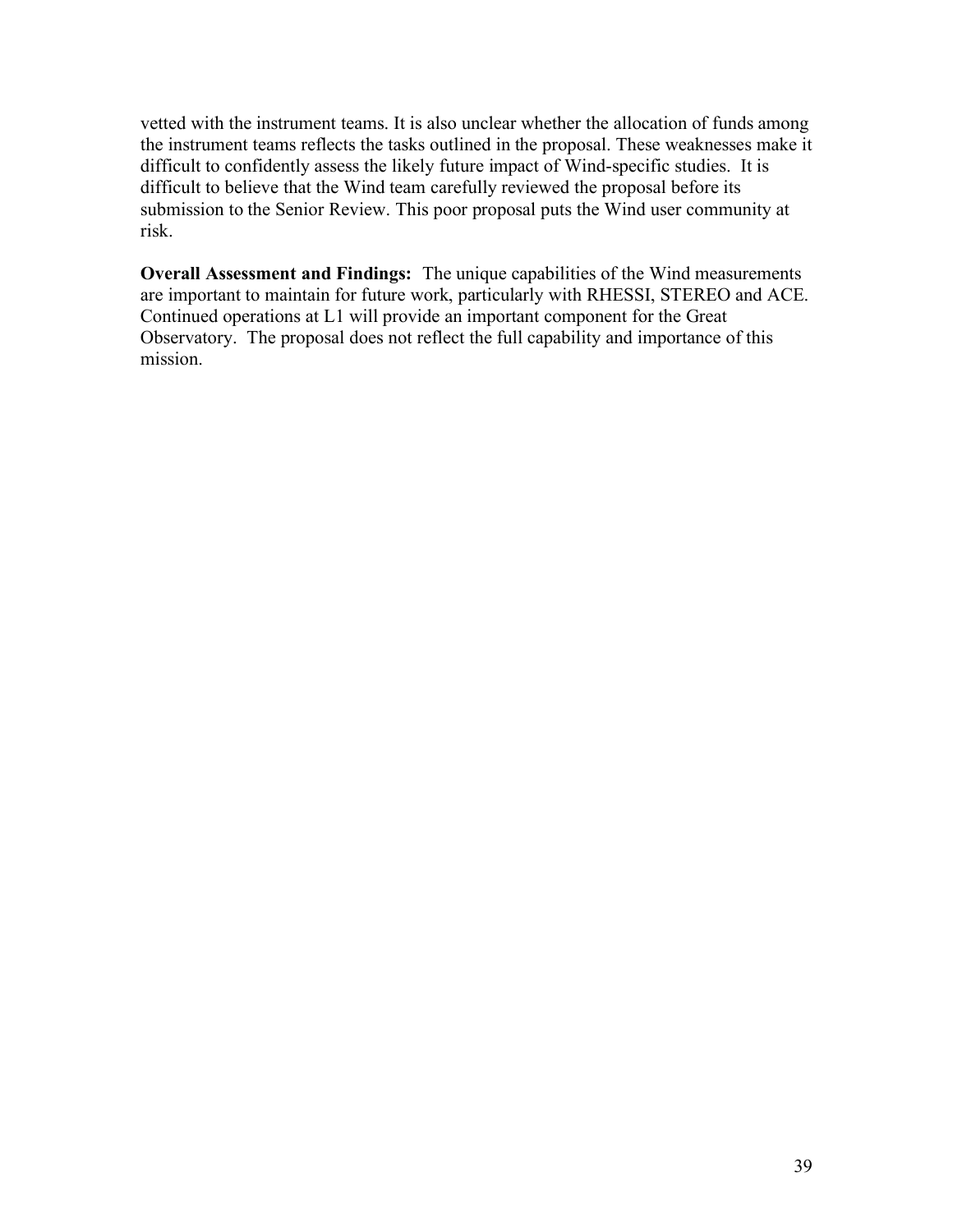vetted with the instrument teams. It is also unclear whether the allocation of funds among the instrument teams reflects the tasks outlined in the proposal. These weaknesses make it difficult to confidently assess the likely future impact of Wind-specific studies. It is difficult to believe that the Wind team carefully reviewed the proposal before its submission to the Senior Review. This poor proposal puts the Wind user community at risk.

**Overall Assessment and Findings:** The unique capabilities of the Wind measurements are important to maintain for future work, particularly with RHESSI, STEREO and ACE. Continued operations at L1 will provide an important component for the Great Observatory. The proposal does not reflect the full capability and importance of this mission.